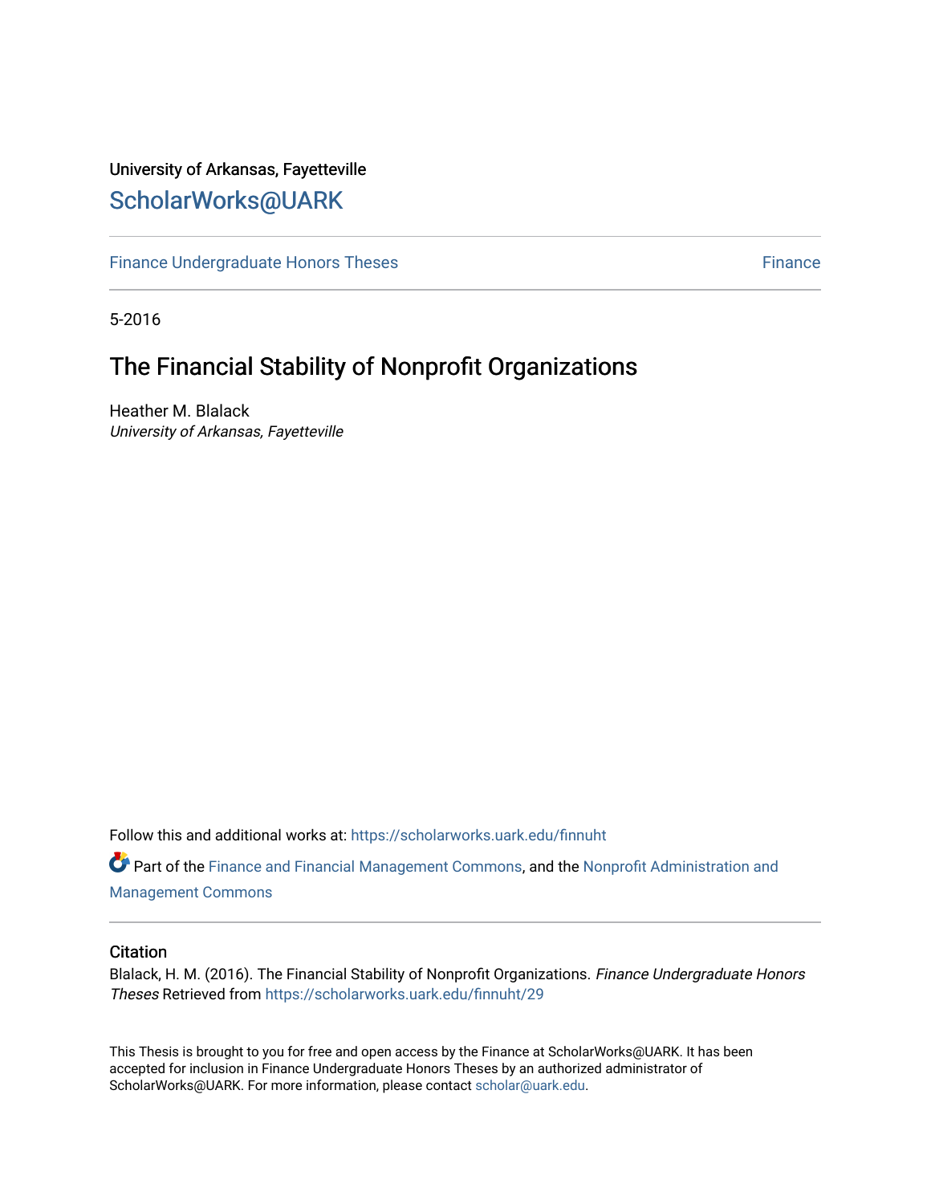University of Arkansas, Fayetteville

# ScholarWorks@UARK

Finance Undergraduate Honors Theses | Finance

5-2016

## The Financial Stability of Nonprofit Organizations

Heather M. Blalack
*University of Arkansas, Fayetteville*

Follow this and additional works at: https://scholarworks.uark.edu/finnuht

Part of the Finance and Financial Management Commons, and the Nonprofit Administration and Management Commons

### Citation

Blalack, H. M. (2016). The Financial Stability of Nonprofit Organizations. *Finance Undergraduate Honors Theses* Retrieved from https://scholarworks.uark.edu/finnuht/29

This Thesis is brought to you for free and open access by the Finance at ScholarWorks@UARK. It has been accepted for inclusion in Finance Undergraduate Honors Theses by an authorized administrator of ScholarWorks@UARK. For more information, please contact scholar@uark.edu.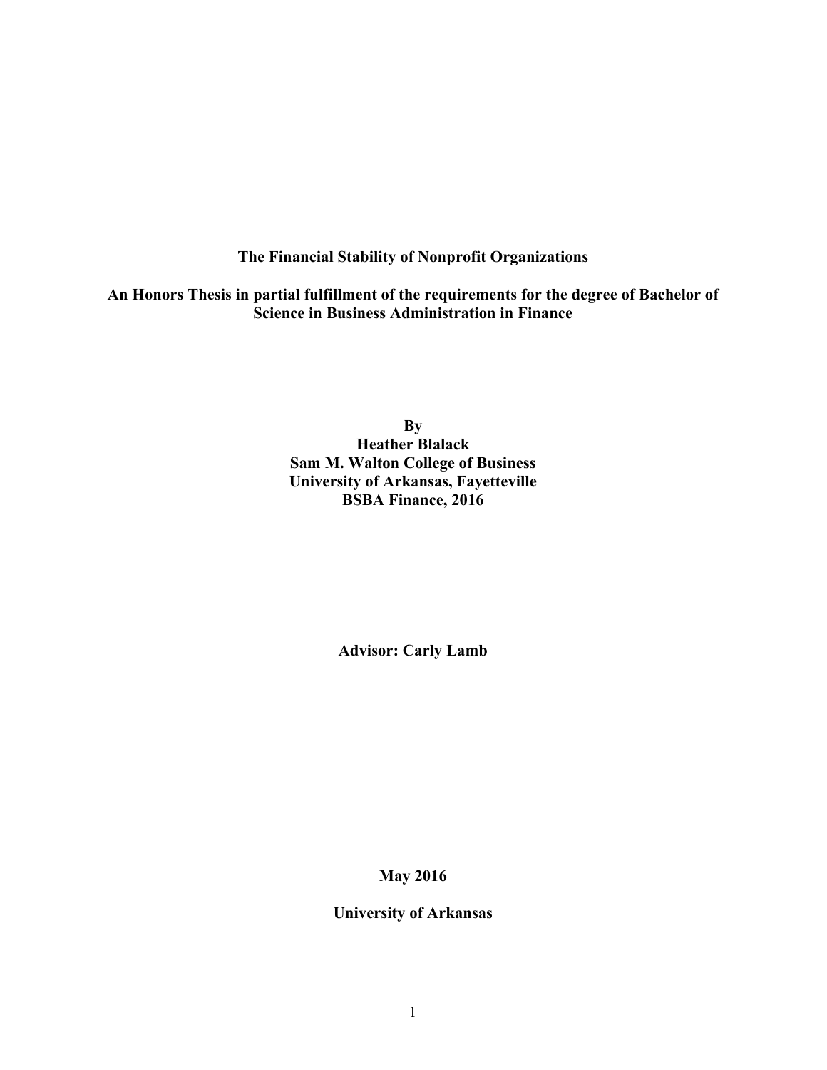**The Financial Stability of Nonprofit Organizations**

**An Honors Thesis in partial fulfillment of the requirements for the degree of Bachelor of Science in Business Administration in Finance**

**By**
**Heather Blalack**
**Sam M. Walton College of Business**
**University of Arkansas, Fayetteville**
**BSBA Finance, 2016**

**Advisor: Carly Lamb**

**May 2016**

**University of Arkansas**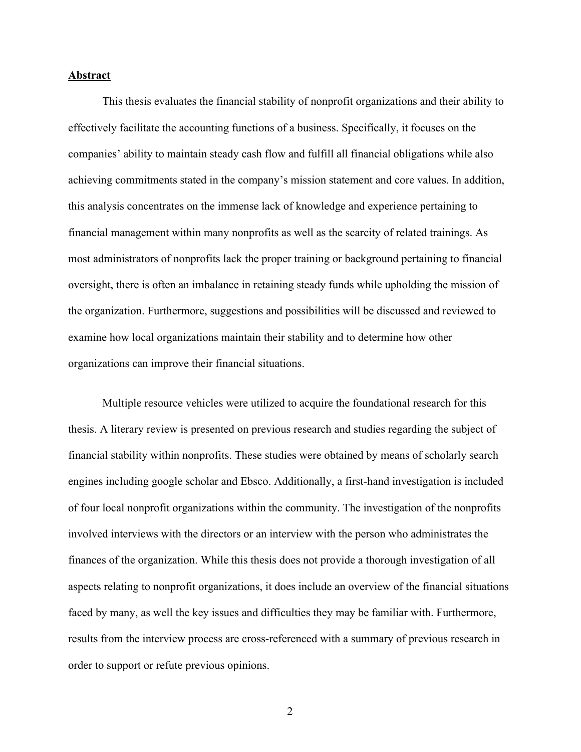## Abstract

This thesis evaluates the financial stability of nonprofit organizations and their ability to effectively facilitate the accounting functions of a business. Specifically, it focuses on the companies' ability to maintain steady cash flow and fulfill all financial obligations while also achieving commitments stated in the company's mission statement and core values. In addition, this analysis concentrates on the immense lack of knowledge and experience pertaining to financial management within many nonprofits as well as the scarcity of related trainings. As most administrators of nonprofits lack the proper training or background pertaining to financial oversight, there is often an imbalance in retaining steady funds while upholding the mission of the organization. Furthermore, suggestions and possibilities will be discussed and reviewed to examine how local organizations maintain their stability and to determine how other organizations can improve their financial situations.

Multiple resource vehicles were utilized to acquire the foundational research for this thesis. A literary review is presented on previous research and studies regarding the subject of financial stability within nonprofits. These studies were obtained by means of scholarly search engines including google scholar and Ebsco. Additionally, a first-hand investigation is included of four local nonprofit organizations within the community. The investigation of the nonprofits involved interviews with the directors or an interview with the person who administrates the finances of the organization. While this thesis does not provide a thorough investigation of all aspects relating to nonprofit organizations, it does include an overview of the financial situations faced by many, as well the key issues and difficulties they may be familiar with. Furthermore, results from the interview process are cross-referenced with a summary of previous research in order to support or refute previous opinions.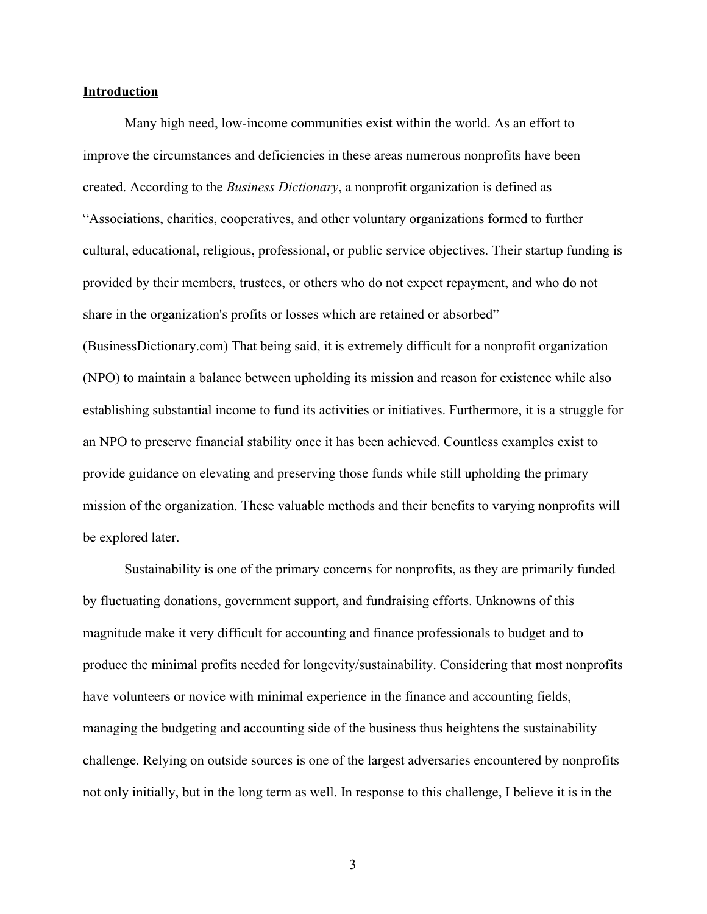## **Introduction**

Many high need, low-income communities exist within the world. As an effort to improve the circumstances and deficiencies in these areas numerous nonprofits have been created. According to the *Business Dictionary*, a nonprofit organization is defined as "Associations, charities, cooperatives, and other voluntary organizations formed to further cultural, educational, religious, professional, or public service objectives. Their startup funding is provided by their members, trustees, or others who do not expect repayment, and who do not share in the organization's profits or losses which are retained or absorbed" (BusinessDictionary.com) That being said, it is extremely difficult for a nonprofit organization (NPO) to maintain a balance between upholding its mission and reason for existence while also establishing substantial income to fund its activities or initiatives. Furthermore, it is a struggle for an NPO to preserve financial stability once it has been achieved. Countless examples exist to provide guidance on elevating and preserving those funds while still upholding the primary mission of the organization. These valuable methods and their benefits to varying nonprofits will be explored later.

Sustainability is one of the primary concerns for nonprofits, as they are primarily funded by fluctuating donations, government support, and fundraising efforts. Unknowns of this magnitude make it very difficult for accounting and finance professionals to budget and to produce the minimal profits needed for longevity/sustainability. Considering that most nonprofits have volunteers or novice with minimal experience in the finance and accounting fields, managing the budgeting and accounting side of the business thus heightens the sustainability challenge. Relying on outside sources is one of the largest adversaries encountered by nonprofits not only initially, but in the long term as well. In response to this challenge, I believe it is in the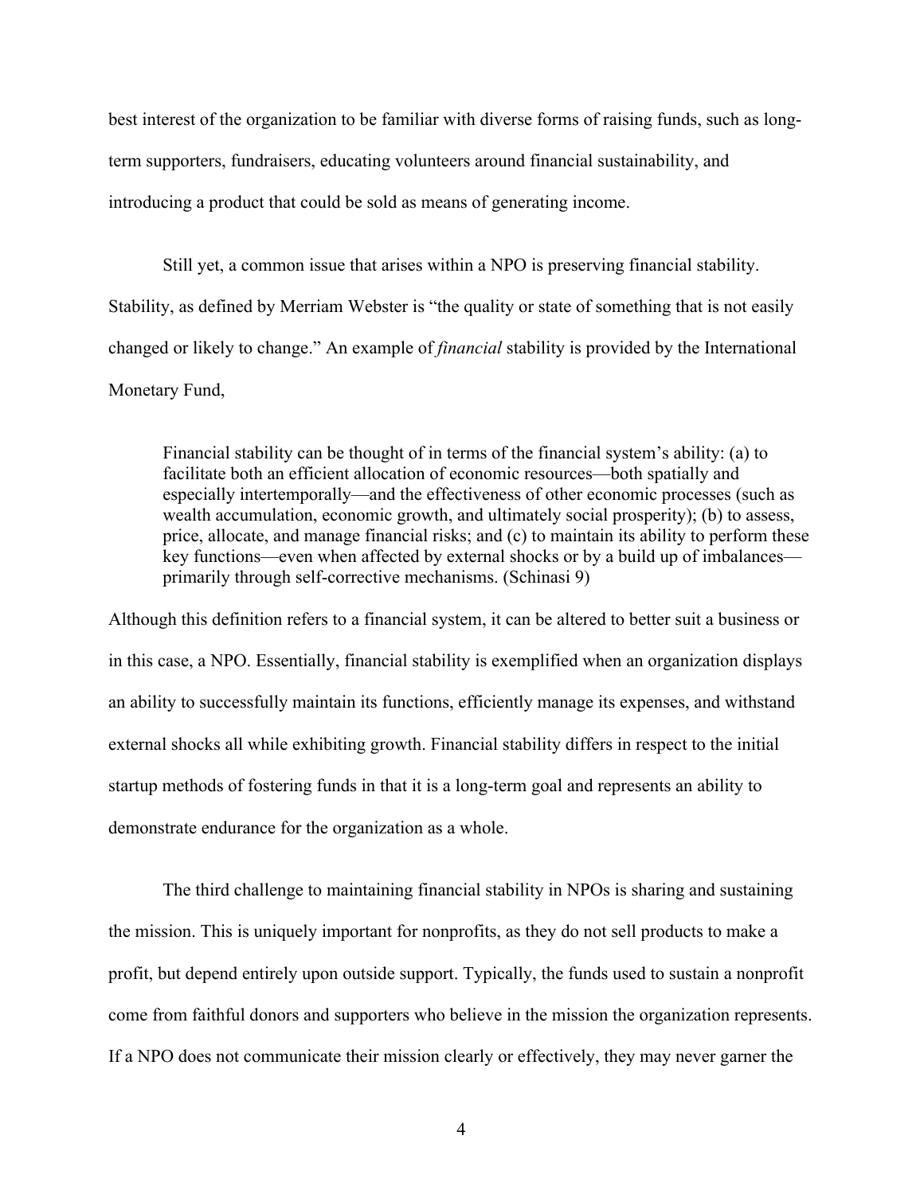best interest of the organization to be familiar with diverse forms of raising funds, such as long-term supporters, fundraisers, educating volunteers around financial sustainability, and introducing a product that could be sold as means of generating income.

Still yet, a common issue that arises within a NPO is preserving financial stability. Stability, as defined by Merriam Webster is "the quality or state of something that is not easily changed or likely to change." An example of *financial* stability is provided by the International Monetary Fund,

> Financial stability can be thought of in terms of the financial system's ability: (a) to facilitate both an efficient allocation of economic resources—both spatially and especially intertemporally—and the effectiveness of other economic processes (such as wealth accumulation, economic growth, and ultimately social prosperity); (b) to assess, price, allocate, and manage financial risks; and (c) to maintain its ability to perform these key functions—even when affected by external shocks or by a build up of imbalances—primarily through self-corrective mechanisms. (Schinasi 9)

Although this definition refers to a financial system, it can be altered to better suit a business or in this case, a NPO. Essentially, financial stability is exemplified when an organization displays an ability to successfully maintain its functions, efficiently manage its expenses, and withstand external shocks all while exhibiting growth. Financial stability differs in respect to the initial startup methods of fostering funds in that it is a long-term goal and represents an ability to demonstrate endurance for the organization as a whole.

The third challenge to maintaining financial stability in NPOs is sharing and sustaining the mission. This is uniquely important for nonprofits, as they do not sell products to make a profit, but depend entirely upon outside support. Typically, the funds used to sustain a nonprofit come from faithful donors and supporters who believe in the mission the organization represents. If a NPO does not communicate their mission clearly or effectively, they may never garner the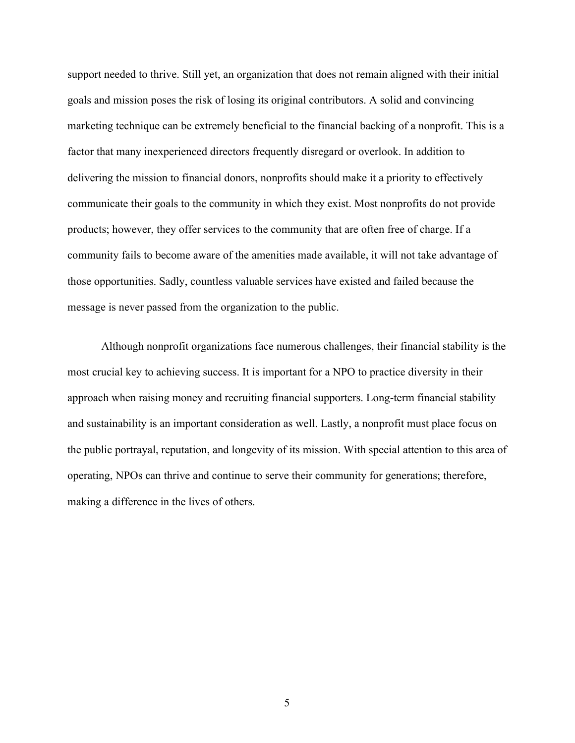support needed to thrive. Still yet, an organization that does not remain aligned with their initial goals and mission poses the risk of losing its original contributors. A solid and convincing marketing technique can be extremely beneficial to the financial backing of a nonprofit. This is a factor that many inexperienced directors frequently disregard or overlook. In addition to delivering the mission to financial donors, nonprofits should make it a priority to effectively communicate their goals to the community in which they exist. Most nonprofits do not provide products; however, they offer services to the community that are often free of charge. If a community fails to become aware of the amenities made available, it will not take advantage of those opportunities. Sadly, countless valuable services have existed and failed because the message is never passed from the organization to the public.

Although nonprofit organizations face numerous challenges, their financial stability is the most crucial key to achieving success. It is important for a NPO to practice diversity in their approach when raising money and recruiting financial supporters. Long-term financial stability and sustainability is an important consideration as well. Lastly, a nonprofit must place focus on the public portrayal, reputation, and longevity of its mission. With special attention to this area of operating, NPOs can thrive and continue to serve their community for generations; therefore, making a difference in the lives of others.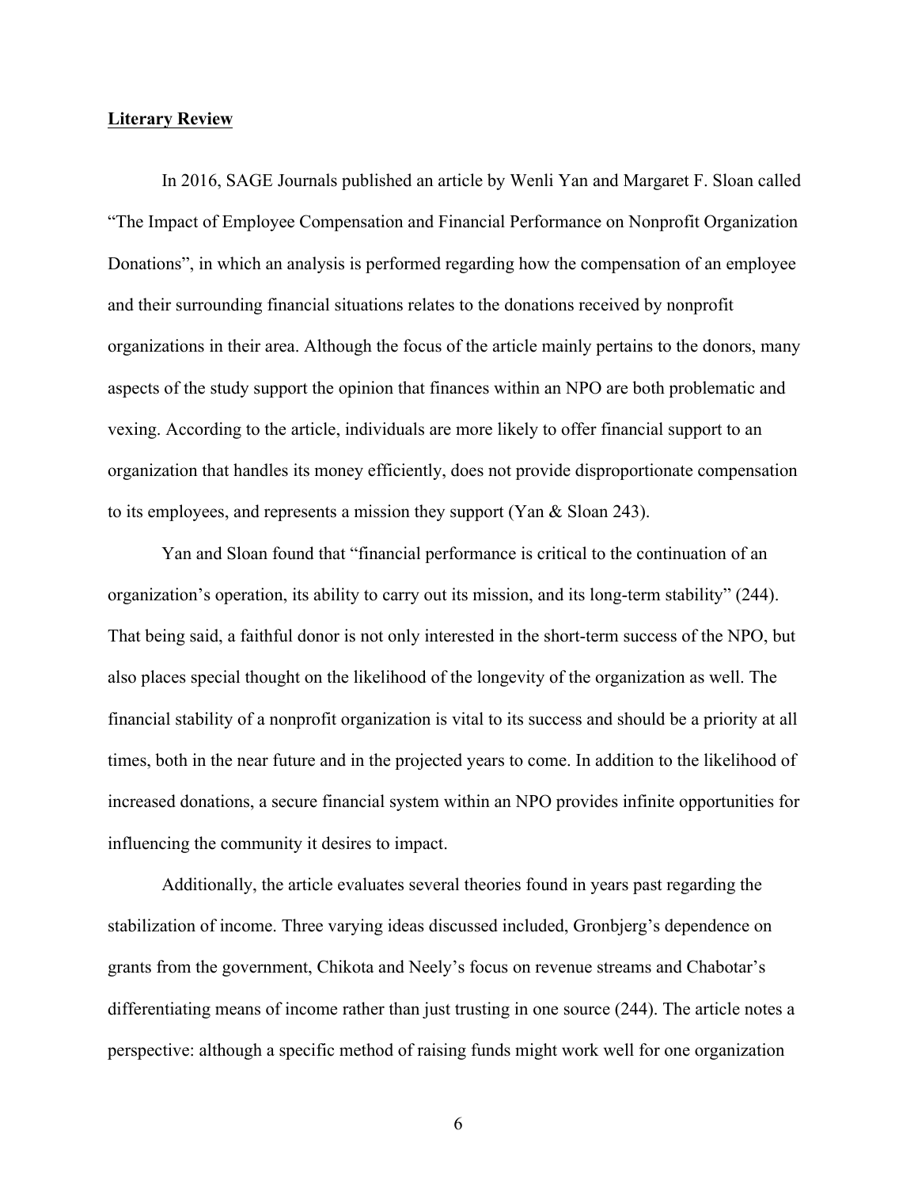## **Literary Review**

In 2016, SAGE Journals published an article by Wenli Yan and Margaret F. Sloan called "The Impact of Employee Compensation and Financial Performance on Nonprofit Organization Donations", in which an analysis is performed regarding how the compensation of an employee and their surrounding financial situations relates to the donations received by nonprofit organizations in their area. Although the focus of the article mainly pertains to the donors, many aspects of the study support the opinion that finances within an NPO are both problematic and vexing. According to the article, individuals are more likely to offer financial support to an organization that handles its money efficiently, does not provide disproportionate compensation to its employees, and represents a mission they support (Yan & Sloan 243).

Yan and Sloan found that "financial performance is critical to the continuation of an organization's operation, its ability to carry out its mission, and its long-term stability" (244). That being said, a faithful donor is not only interested in the short-term success of the NPO, but also places special thought on the likelihood of the longevity of the organization as well. The financial stability of a nonprofit organization is vital to its success and should be a priority at all times, both in the near future and in the projected years to come. In addition to the likelihood of increased donations, a secure financial system within an NPO provides infinite opportunities for influencing the community it desires to impact.

Additionally, the article evaluates several theories found in years past regarding the stabilization of income. Three varying ideas discussed included, Gronbjerg's dependence on grants from the government, Chikota and Neely's focus on revenue streams and Chabotar's differentiating means of income rather than just trusting in one source (244). The article notes a perspective: although a specific method of raising funds might work well for one organization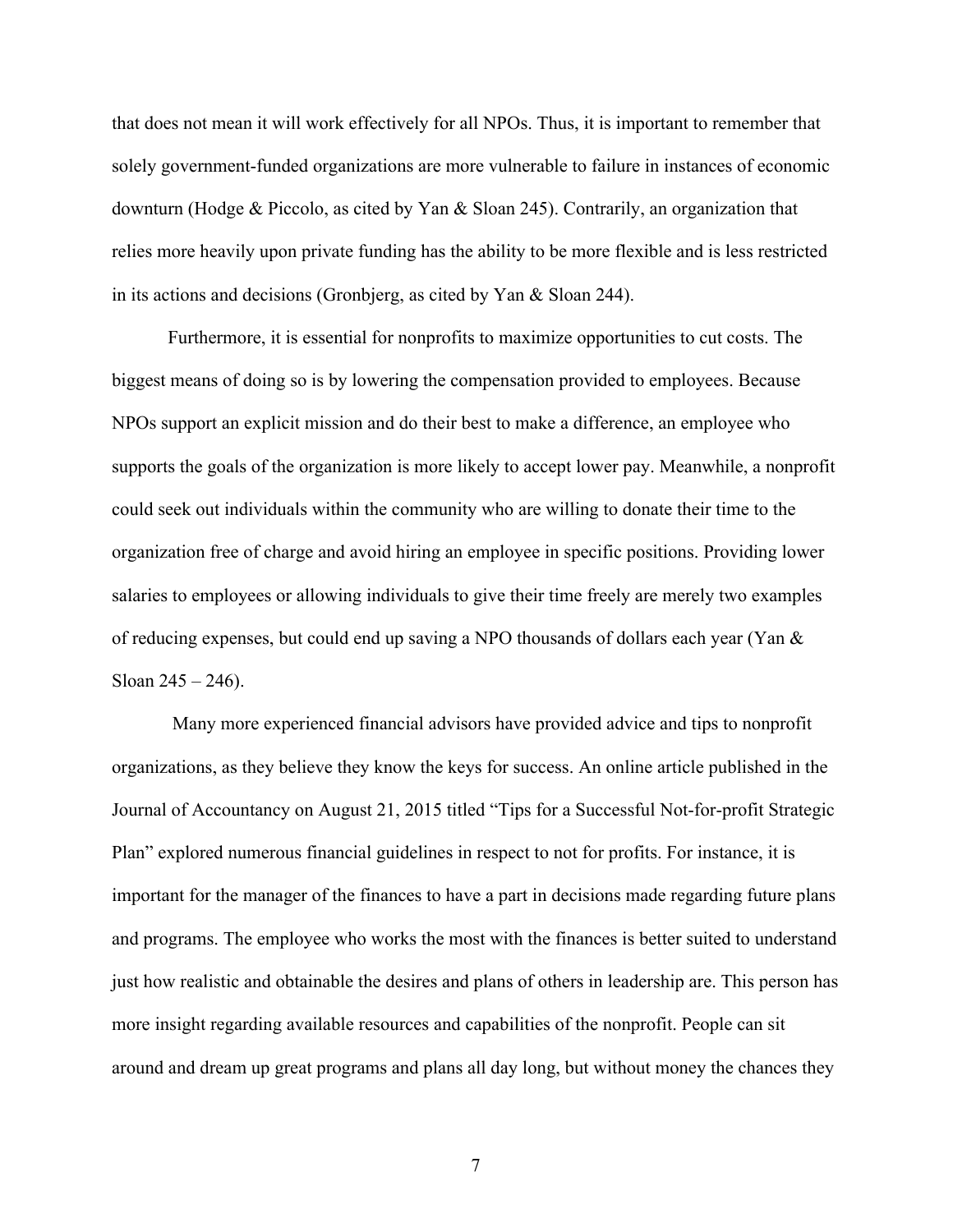that does not mean it will work effectively for all NPOs. Thus, it is important to remember that solely government-funded organizations are more vulnerable to failure in instances of economic downturn (Hodge & Piccolo, as cited by Yan & Sloan 245). Contrarily, an organization that relies more heavily upon private funding has the ability to be more flexible and is less restricted in its actions and decisions (Gronbjerg, as cited by Yan & Sloan 244).

Furthermore, it is essential for nonprofits to maximize opportunities to cut costs. The biggest means of doing so is by lowering the compensation provided to employees. Because NPOs support an explicit mission and do their best to make a difference, an employee who supports the goals of the organization is more likely to accept lower pay. Meanwhile, a nonprofit could seek out individuals within the community who are willing to donate their time to the organization free of charge and avoid hiring an employee in specific positions. Providing lower salaries to employees or allowing individuals to give their time freely are merely two examples of reducing expenses, but could end up saving a NPO thousands of dollars each year (Yan & Sloan 245 – 246).

Many more experienced financial advisors have provided advice and tips to nonprofit organizations, as they believe they know the keys for success. An online article published in the Journal of Accountancy on August 21, 2015 titled "Tips for a Successful Not-for-profit Strategic Plan" explored numerous financial guidelines in respect to not for profits. For instance, it is important for the manager of the finances to have a part in decisions made regarding future plans and programs. The employee who works the most with the finances is better suited to understand just how realistic and obtainable the desires and plans of others in leadership are. This person has more insight regarding available resources and capabilities of the nonprofit. People can sit around and dream up great programs and plans all day long, but without money the chances they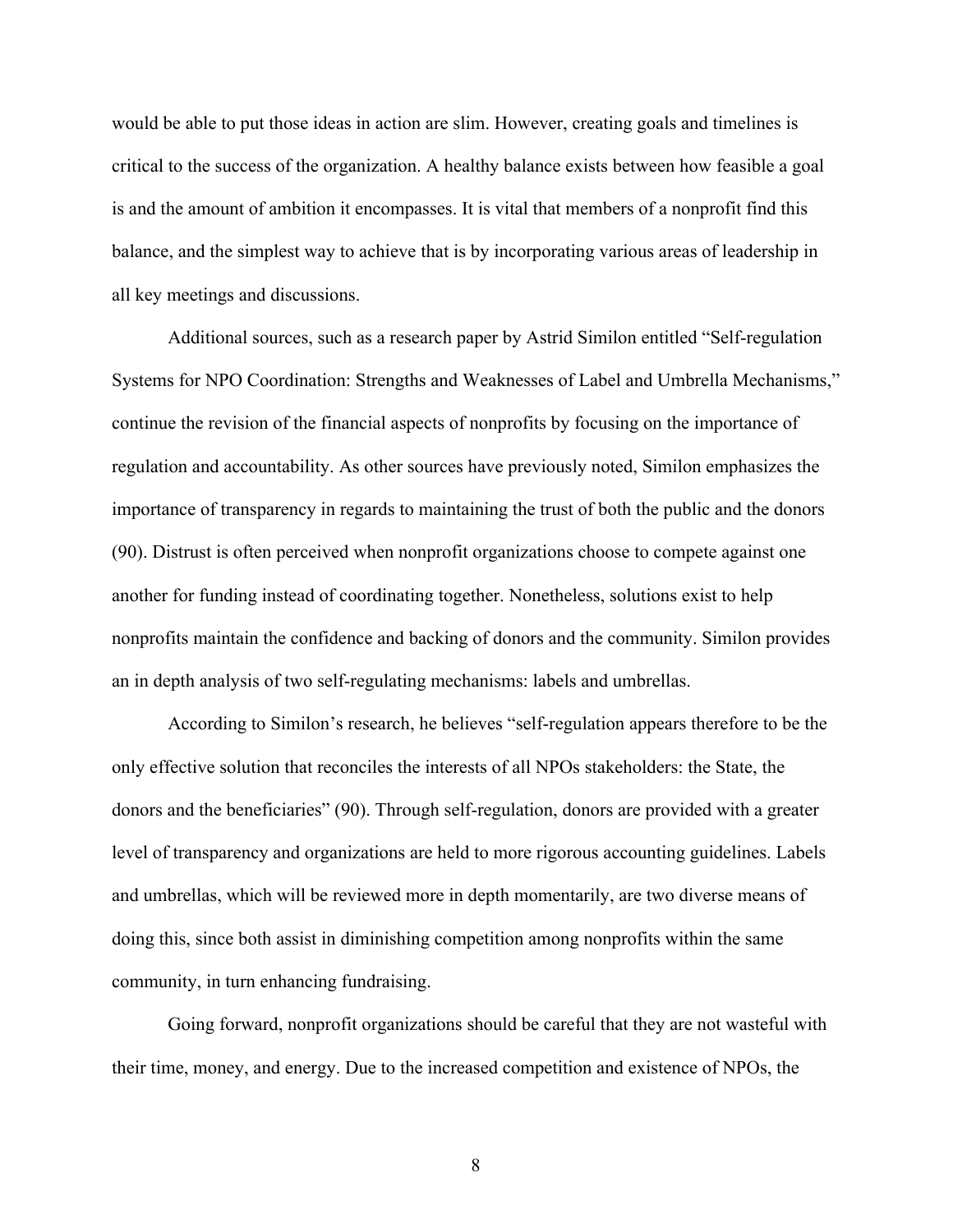would be able to put those ideas in action are slim. However, creating goals and timelines is critical to the success of the organization. A healthy balance exists between how feasible a goal is and the amount of ambition it encompasses. It is vital that members of a nonprofit find this balance, and the simplest way to achieve that is by incorporating various areas of leadership in all key meetings and discussions.

Additional sources, such as a research paper by Astrid Similon entitled "Self-regulation Systems for NPO Coordination: Strengths and Weaknesses of Label and Umbrella Mechanisms," continue the revision of the financial aspects of nonprofits by focusing on the importance of regulation and accountability. As other sources have previously noted, Similon emphasizes the importance of transparency in regards to maintaining the trust of both the public and the donors (90). Distrust is often perceived when nonprofit organizations choose to compete against one another for funding instead of coordinating together. Nonetheless, solutions exist to help nonprofits maintain the confidence and backing of donors and the community. Similon provides an in depth analysis of two self-regulating mechanisms: labels and umbrellas.

According to Similon's research, he believes "self-regulation appears therefore to be the only effective solution that reconciles the interests of all NPOs stakeholders: the State, the donors and the beneficiaries" (90). Through self-regulation, donors are provided with a greater level of transparency and organizations are held to more rigorous accounting guidelines. Labels and umbrellas, which will be reviewed more in depth momentarily, are two diverse means of doing this, since both assist in diminishing competition among nonprofits within the same community, in turn enhancing fundraising.

Going forward, nonprofit organizations should be careful that they are not wasteful with their time, money, and energy. Due to the increased competition and existence of NPOs, the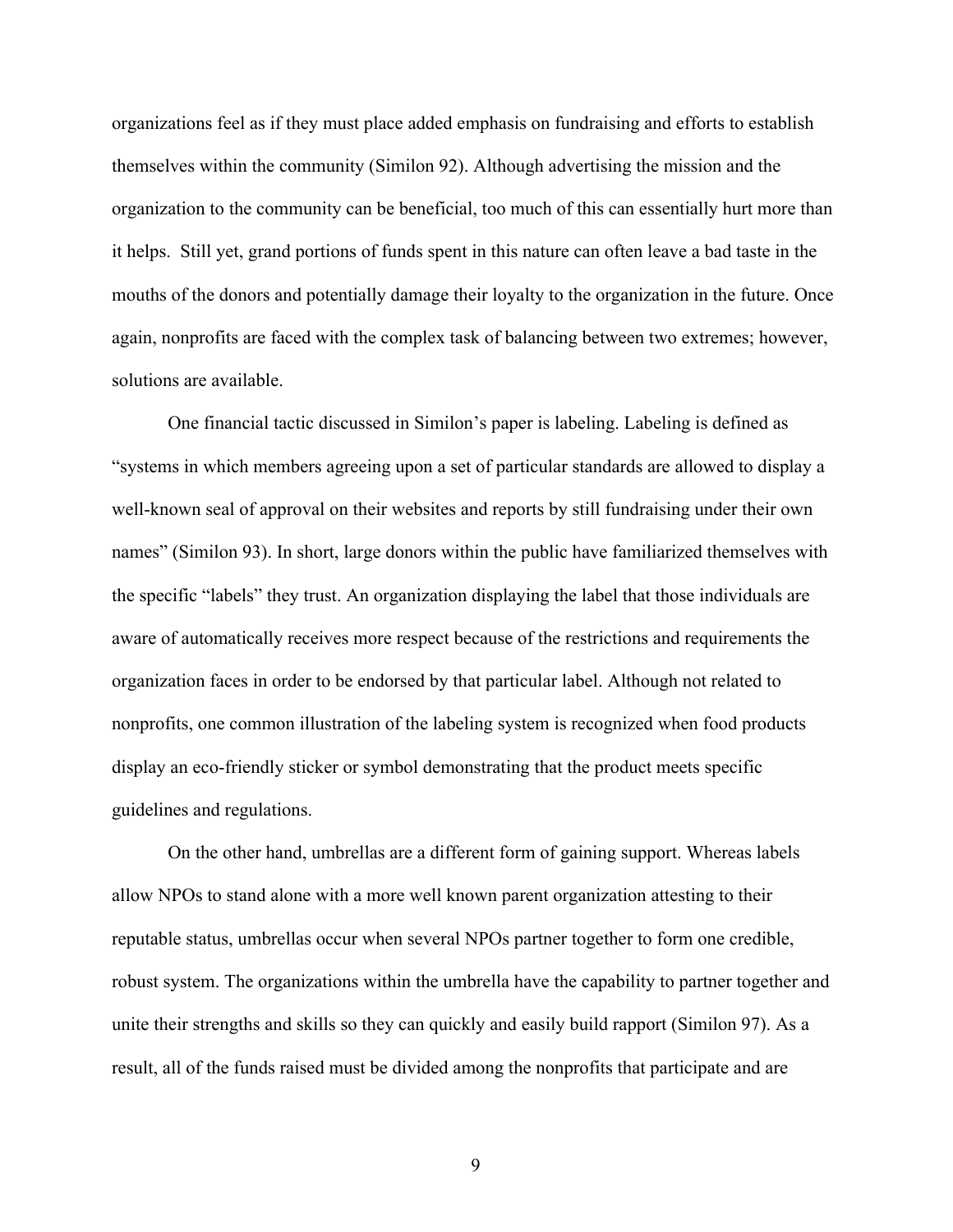organizations feel as if they must place added emphasis on fundraising and efforts to establish themselves within the community (Similon 92). Although advertising the mission and the organization to the community can be beneficial, too much of this can essentially hurt more than it helps. Still yet, grand portions of funds spent in this nature can often leave a bad taste in the mouths of the donors and potentially damage their loyalty to the organization in the future. Once again, nonprofits are faced with the complex task of balancing between two extremes; however, solutions are available.

One financial tactic discussed in Similon's paper is labeling. Labeling is defined as "systems in which members agreeing upon a set of particular standards are allowed to display a well-known seal of approval on their websites and reports by still fundraising under their own names" (Similon 93). In short, large donors within the public have familiarized themselves with the specific "labels" they trust. An organization displaying the label that those individuals are aware of automatically receives more respect because of the restrictions and requirements the organization faces in order to be endorsed by that particular label. Although not related to nonprofits, one common illustration of the labeling system is recognized when food products display an eco-friendly sticker or symbol demonstrating that the product meets specific guidelines and regulations.

On the other hand, umbrellas are a different form of gaining support. Whereas labels allow NPOs to stand alone with a more well known parent organization attesting to their reputable status, umbrellas occur when several NPOs partner together to form one credible, robust system. The organizations within the umbrella have the capability to partner together and unite their strengths and skills so they can quickly and easily build rapport (Similon 97). As a result, all of the funds raised must be divided among the nonprofits that participate and are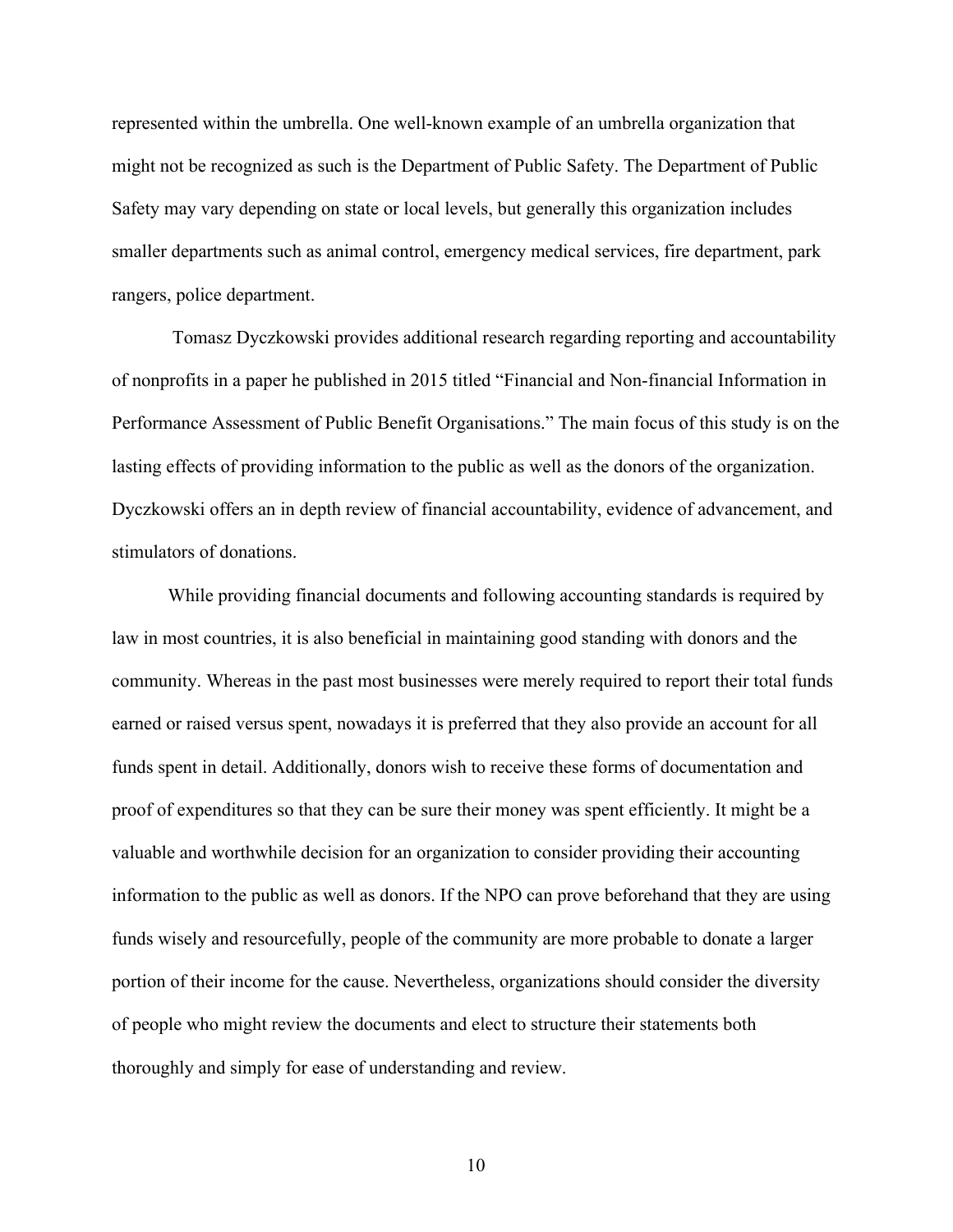represented within the umbrella. One well-known example of an umbrella organization that might not be recognized as such is the Department of Public Safety. The Department of Public Safety may vary depending on state or local levels, but generally this organization includes smaller departments such as animal control, emergency medical services, fire department, park rangers, police department.

Tomasz Dyczkowski provides additional research regarding reporting and accountability of nonprofits in a paper he published in 2015 titled "Financial and Non-financial Information in Performance Assessment of Public Benefit Organisations." The main focus of this study is on the lasting effects of providing information to the public as well as the donors of the organization. Dyczkowski offers an in depth review of financial accountability, evidence of advancement, and stimulators of donations.

While providing financial documents and following accounting standards is required by law in most countries, it is also beneficial in maintaining good standing with donors and the community. Whereas in the past most businesses were merely required to report their total funds earned or raised versus spent, nowadays it is preferred that they also provide an account for all funds spent in detail. Additionally, donors wish to receive these forms of documentation and proof of expenditures so that they can be sure their money was spent efficiently. It might be a valuable and worthwhile decision for an organization to consider providing their accounting information to the public as well as donors. If the NPO can prove beforehand that they are using funds wisely and resourcefully, people of the community are more probable to donate a larger portion of their income for the cause. Nevertheless, organizations should consider the diversity of people who might review the documents and elect to structure their statements both thoroughly and simply for ease of understanding and review.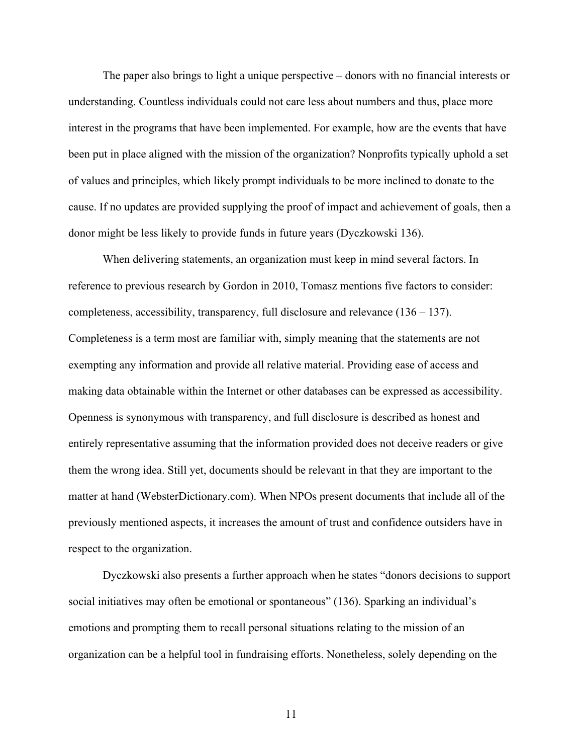The paper also brings to light a unique perspective – donors with no financial interests or understanding. Countless individuals could not care less about numbers and thus, place more interest in the programs that have been implemented. For example, how are the events that have been put in place aligned with the mission of the organization? Nonprofits typically uphold a set of values and principles, which likely prompt individuals to be more inclined to donate to the cause. If no updates are provided supplying the proof of impact and achievement of goals, then a donor might be less likely to provide funds in future years (Dyczkowski 136).

When delivering statements, an organization must keep in mind several factors. In reference to previous research by Gordon in 2010, Tomasz mentions five factors to consider: completeness, accessibility, transparency, full disclosure and relevance (136 – 137). Completeness is a term most are familiar with, simply meaning that the statements are not exempting any information and provide all relative material. Providing ease of access and making data obtainable within the Internet or other databases can be expressed as accessibility. Openness is synonymous with transparency, and full disclosure is described as honest and entirely representative assuming that the information provided does not deceive readers or give them the wrong idea. Still yet, documents should be relevant in that they are important to the matter at hand (WebsterDictionary.com). When NPOs present documents that include all of the previously mentioned aspects, it increases the amount of trust and confidence outsiders have in respect to the organization.

Dyczkowski also presents a further approach when he states "donors decisions to support social initiatives may often be emotional or spontaneous" (136). Sparking an individual's emotions and prompting them to recall personal situations relating to the mission of an organization can be a helpful tool in fundraising efforts. Nonetheless, solely depending on the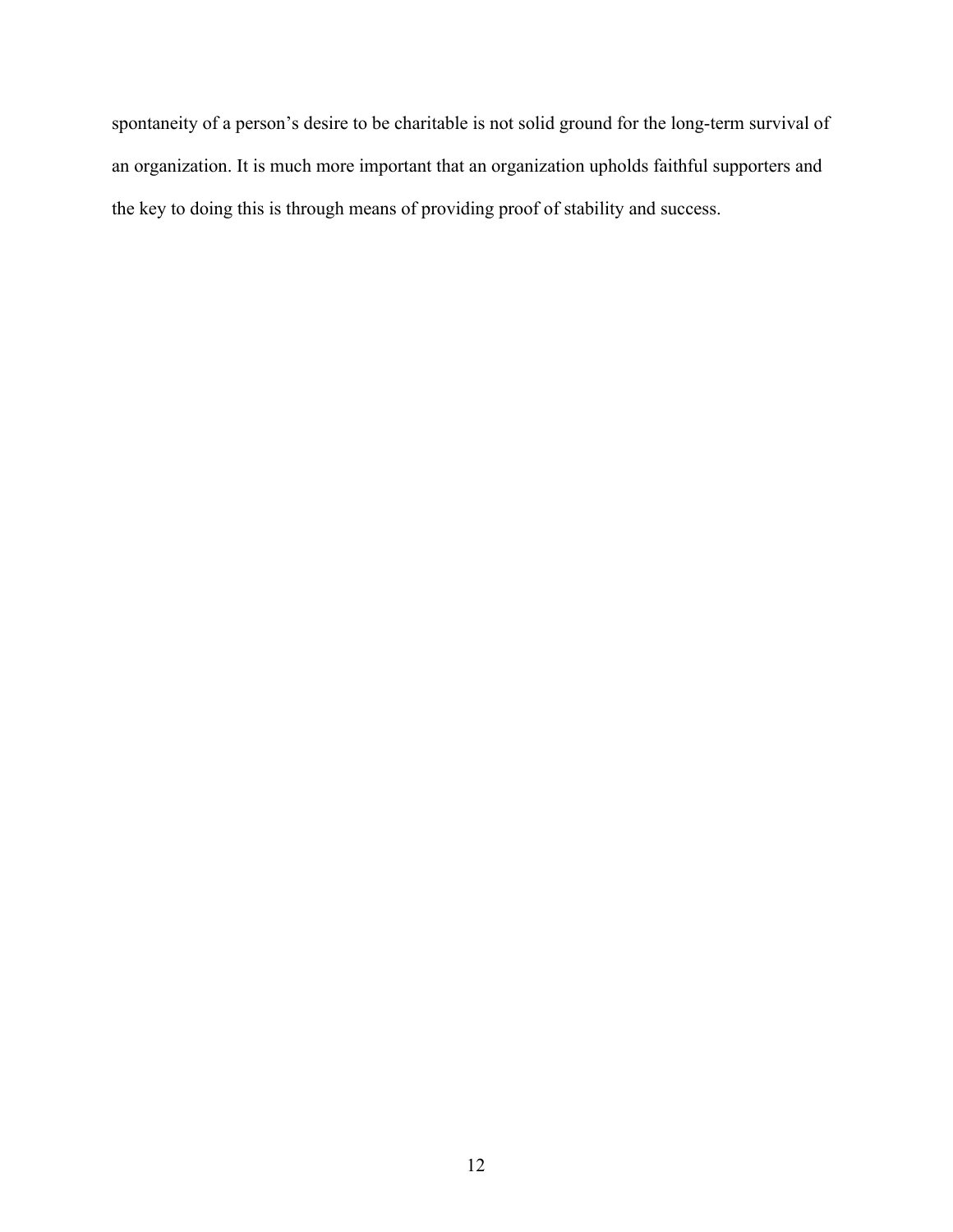spontaneity of a person's desire to be charitable is not solid ground for the long-term survival of an organization. It is much more important that an organization upholds faithful supporters and the key to doing this is through means of providing proof of stability and success.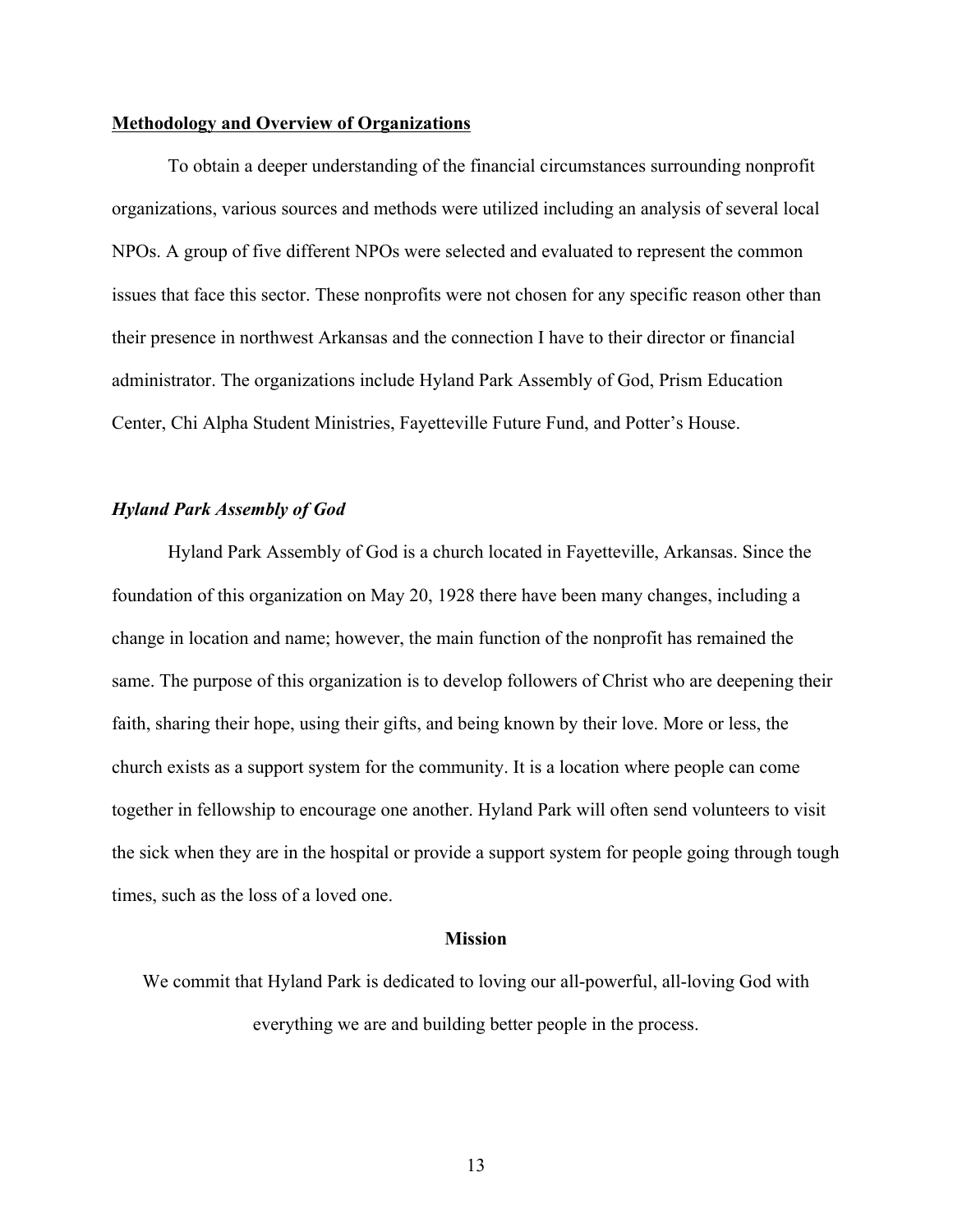## Methodology and Overview of Organizations

To obtain a deeper understanding of the financial circumstances surrounding nonprofit organizations, various sources and methods were utilized including an analysis of several local NPOs. A group of five different NPOs were selected and evaluated to represent the common issues that face this sector. These nonprofits were not chosen for any specific reason other than their presence in northwest Arkansas and the connection I have to their director or financial administrator. The organizations include Hyland Park Assembly of God, Prism Education Center, Chi Alpha Student Ministries, Fayetteville Future Fund, and Potter's House.

### *Hyland Park Assembly of God*

Hyland Park Assembly of God is a church located in Fayetteville, Arkansas. Since the foundation of this organization on May 20, 1928 there have been many changes, including a change in location and name; however, the main function of the nonprofit has remained the same. The purpose of this organization is to develop followers of Christ who are deepening their faith, sharing their hope, using their gifts, and being known by their love. More or less, the church exists as a support system for the community. It is a location where people can come together in fellowship to encourage one another. Hyland Park will often send volunteers to visit the sick when they are in the hospital or provide a support system for people going through tough times, such as the loss of a loved one.

**Mission**

We commit that Hyland Park is dedicated to loving our all-powerful, all-loving God with everything we are and building better people in the process.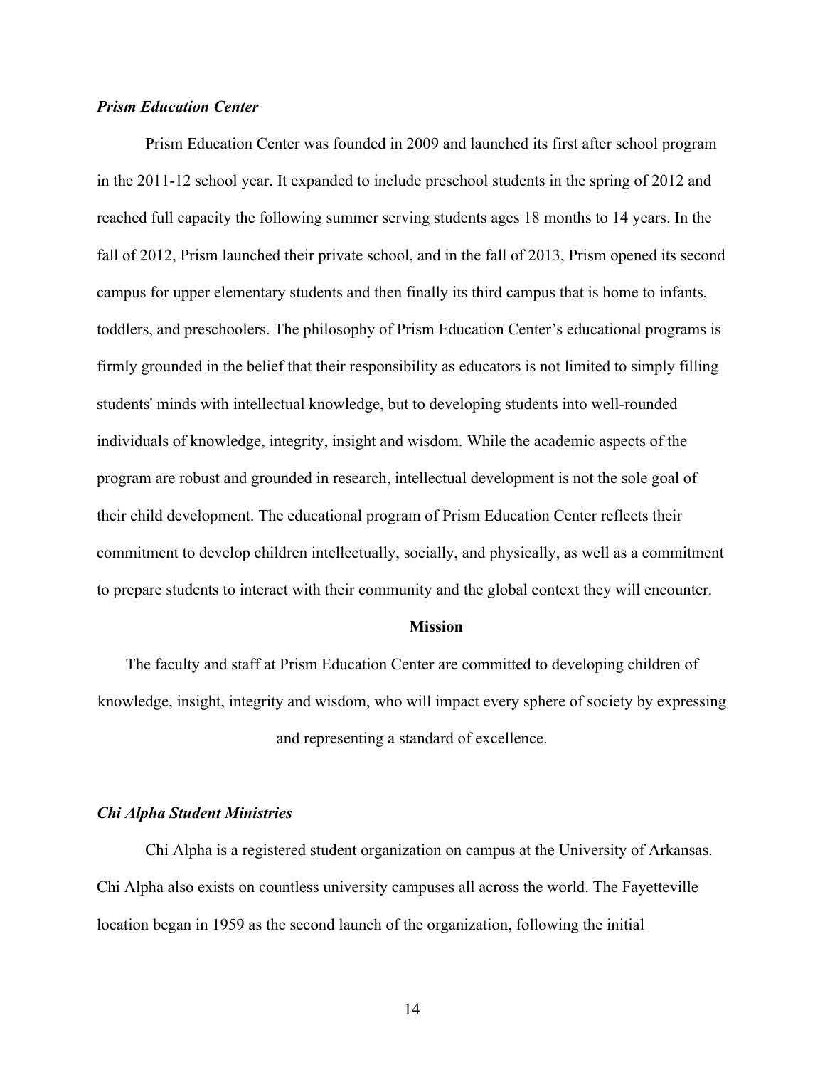***Prism Education Center***

Prism Education Center was founded in 2009 and launched its first after school program in the 2011-12 school year. It expanded to include preschool students in the spring of 2012 and reached full capacity the following summer serving students ages 18 months to 14 years. In the fall of 2012, Prism launched their private school, and in the fall of 2013, Prism opened its second campus for upper elementary students and then finally its third campus that is home to infants, toddlers, and preschoolers. The philosophy of Prism Education Center's educational programs is firmly grounded in the belief that their responsibility as educators is not limited to simply filling students' minds with intellectual knowledge, but to developing students into well-rounded individuals of knowledge, integrity, insight and wisdom. While the academic aspects of the program are robust and grounded in research, intellectual development is not the sole goal of their child development. The educational program of Prism Education Center reflects their commitment to develop children intellectually, socially, and physically, as well as a commitment to prepare students to interact with their community and the global context they will encounter.

**Mission**

The faculty and staff at Prism Education Center are committed to developing children of knowledge, insight, integrity and wisdom, who will impact every sphere of society by expressing and representing a standard of excellence.

***Chi Alpha Student Ministries***

Chi Alpha is a registered student organization on campus at the University of Arkansas. Chi Alpha also exists on countless university campuses all across the world. The Fayetteville location began in 1959 as the second launch of the organization, following the initial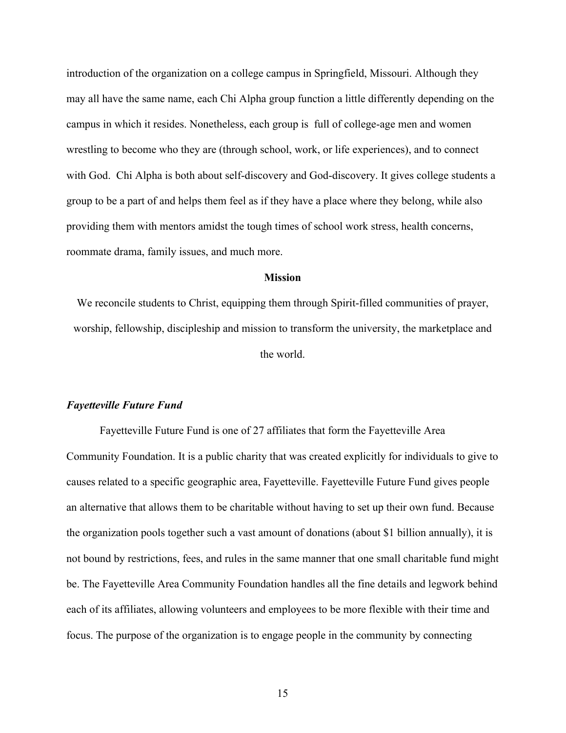introduction of the organization on a college campus in Springfield, Missouri. Although they may all have the same name, each Chi Alpha group function a little differently depending on the campus in which it resides. Nonetheless, each group is  full of college-age men and women wrestling to become who they are (through school, work, or life experiences), and to connect with God.  Chi Alpha is both about self-discovery and God-discovery. It gives college students a group to be a part of and helps them feel as if they have a place where they belong, while also providing them with mentors amidst the tough times of school work stress, health concerns, roommate drama, family issues, and much more.

**Mission**

We reconcile students to Christ, equipping them through Spirit-filled communities of prayer, worship, fellowship, discipleship and mission to transform the university, the marketplace and the world.

***Fayetteville Future Fund***

Fayetteville Future Fund is one of 27 affiliates that form the Fayetteville Area Community Foundation. It is a public charity that was created explicitly for individuals to give to causes related to a specific geographic area, Fayetteville. Fayetteville Future Fund gives people an alternative that allows them to be charitable without having to set up their own fund. Because the organization pools together such a vast amount of donations (about $1 billion annually), it is not bound by restrictions, fees, and rules in the same manner that one small charitable fund might be. The Fayetteville Area Community Foundation handles all the fine details and legwork behind each of its affiliates, allowing volunteers and employees to be more flexible with their time and focus. The purpose of the organization is to engage people in the community by connecting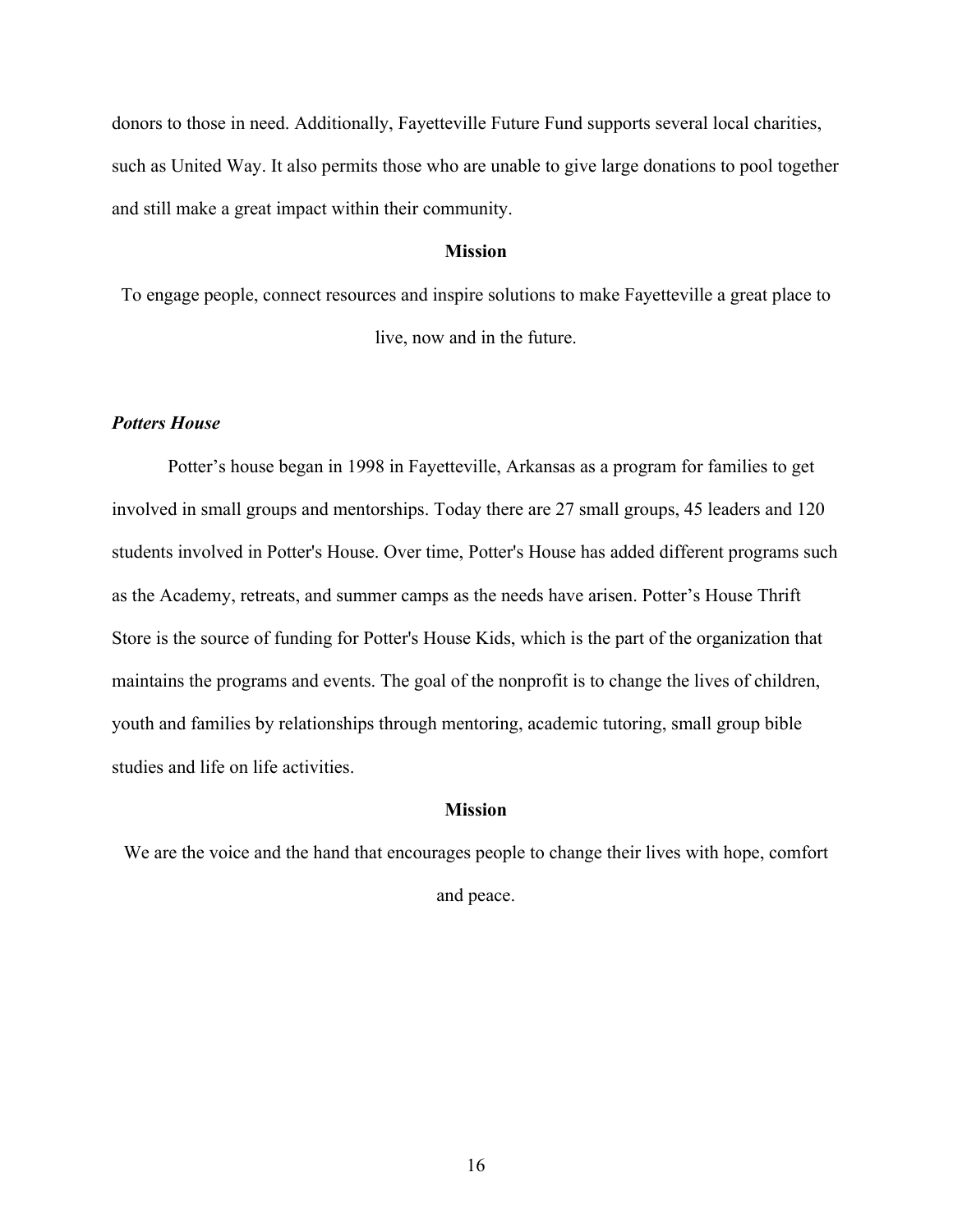donors to those in need. Additionally, Fayetteville Future Fund supports several local charities, such as United Way. It also permits those who are unable to give large donations to pool together and still make a great impact within their community.

**Mission**

To engage people, connect resources and inspire solutions to make Fayetteville a great place to live, now and in the future.

***Potters House***

Potter's house began in 1998 in Fayetteville, Arkansas as a program for families to get involved in small groups and mentorships. Today there are 27 small groups, 45 leaders and 120 students involved in Potter's House. Over time, Potter's House has added different programs such as the Academy, retreats, and summer camps as the needs have arisen. Potter's House Thrift Store is the source of funding for Potter's House Kids, which is the part of the organization that maintains the programs and events. The goal of the nonprofit is to change the lives of children, youth and families by relationships through mentoring, academic tutoring, small group bible studies and life on life activities.

**Mission**

We are the voice and the hand that encourages people to change their lives with hope, comfort and peace.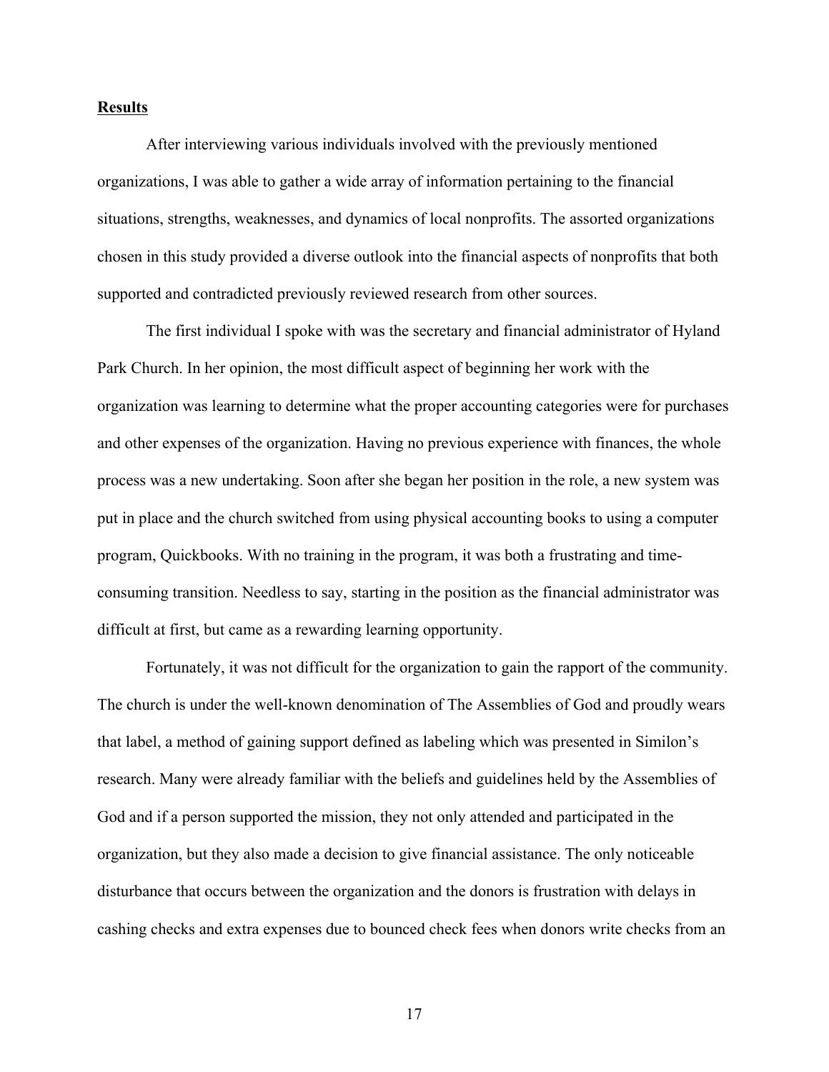**Results**

After interviewing various individuals involved with the previously mentioned organizations, I was able to gather a wide array of information pertaining to the financial situations, strengths, weaknesses, and dynamics of local nonprofits. The assorted organizations chosen in this study provided a diverse outlook into the financial aspects of nonprofits that both supported and contradicted previously reviewed research from other sources.

The first individual I spoke with was the secretary and financial administrator of Hyland Park Church. In her opinion, the most difficult aspect of beginning her work with the organization was learning to determine what the proper accounting categories were for purchases and other expenses of the organization. Having no previous experience with finances, the whole process was a new undertaking. Soon after she began her position in the role, a new system was put in place and the church switched from using physical accounting books to using a computer program, Quickbooks. With no training in the program, it was both a frustrating and time-consuming transition. Needless to say, starting in the position as the financial administrator was difficult at first, but came as a rewarding learning opportunity.

Fortunately, it was not difficult for the organization to gain the rapport of the community. The church is under the well-known denomination of The Assemblies of God and proudly wears that label, a method of gaining support defined as labeling which was presented in Similon's research. Many were already familiar with the beliefs and guidelines held by the Assemblies of God and if a person supported the mission, they not only attended and participated in the organization, but they also made a decision to give financial assistance. The only noticeable disturbance that occurs between the organization and the donors is frustration with delays in cashing checks and extra expenses due to bounced check fees when donors write checks from an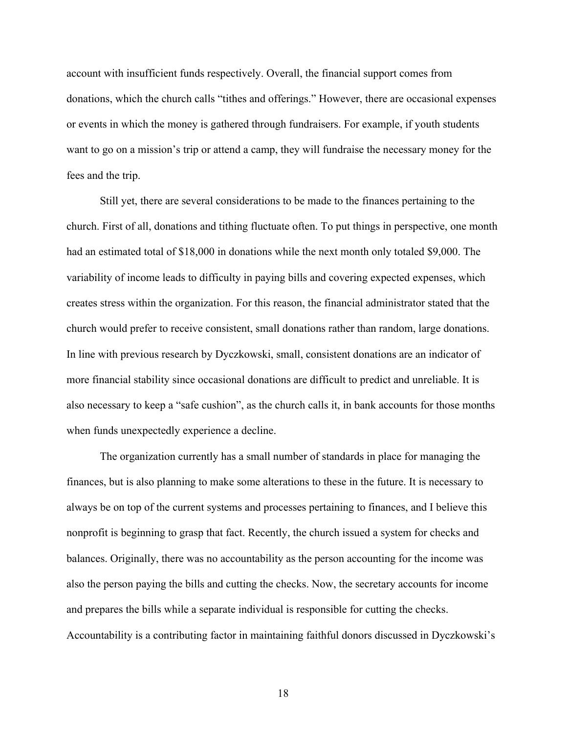account with insufficient funds respectively. Overall, the financial support comes from donations, which the church calls "tithes and offerings." However, there are occasional expenses or events in which the money is gathered through fundraisers. For example, if youth students want to go on a mission's trip or attend a camp, they will fundraise the necessary money for the fees and the trip.

Still yet, there are several considerations to be made to the finances pertaining to the church. First of all, donations and tithing fluctuate often. To put things in perspective, one month had an estimated total of $18,000 in donations while the next month only totaled $9,000. The variability of income leads to difficulty in paying bills and covering expected expenses, which creates stress within the organization. For this reason, the financial administrator stated that the church would prefer to receive consistent, small donations rather than random, large donations. In line with previous research by Dyczkowski, small, consistent donations are an indicator of more financial stability since occasional donations are difficult to predict and unreliable. It is also necessary to keep a "safe cushion", as the church calls it, in bank accounts for those months when funds unexpectedly experience a decline.

The organization currently has a small number of standards in place for managing the finances, but is also planning to make some alterations to these in the future. It is necessary to always be on top of the current systems and processes pertaining to finances, and I believe this nonprofit is beginning to grasp that fact. Recently, the church issued a system for checks and balances. Originally, there was no accountability as the person accounting for the income was also the person paying the bills and cutting the checks. Now, the secretary accounts for income and prepares the bills while a separate individual is responsible for cutting the checks. Accountability is a contributing factor in maintaining faithful donors discussed in Dyczkowski's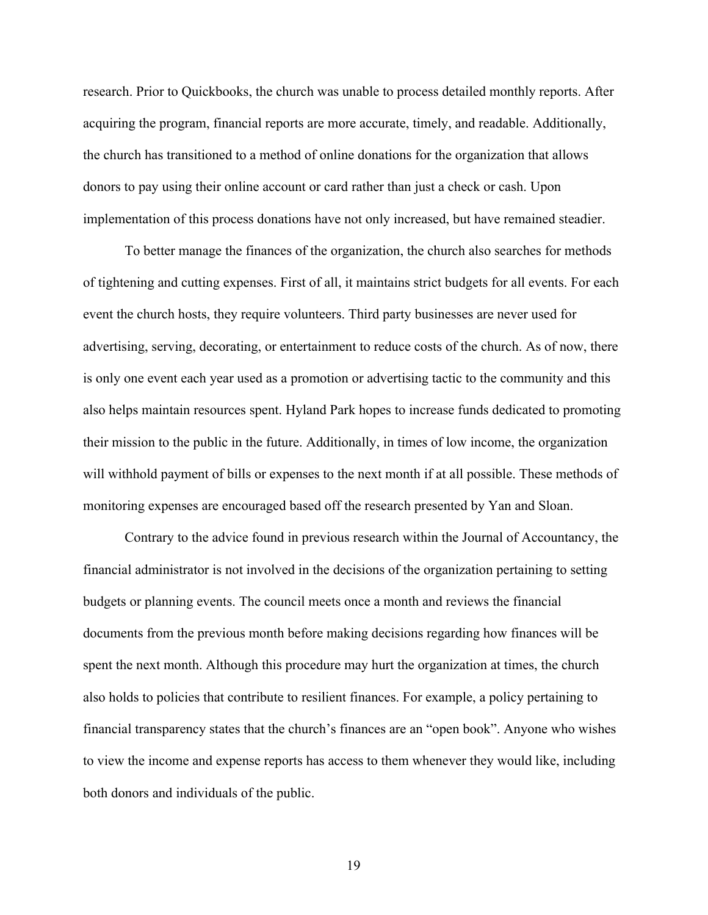research. Prior to Quickbooks, the church was unable to process detailed monthly reports. After acquiring the program, financial reports are more accurate, timely, and readable. Additionally, the church has transitioned to a method of online donations for the organization that allows donors to pay using their online account or card rather than just a check or cash. Upon implementation of this process donations have not only increased, but have remained steadier.

To better manage the finances of the organization, the church also searches for methods of tightening and cutting expenses. First of all, it maintains strict budgets for all events. For each event the church hosts, they require volunteers. Third party businesses are never used for advertising, serving, decorating, or entertainment to reduce costs of the church. As of now, there is only one event each year used as a promotion or advertising tactic to the community and this also helps maintain resources spent. Hyland Park hopes to increase funds dedicated to promoting their mission to the public in the future. Additionally, in times of low income, the organization will withhold payment of bills or expenses to the next month if at all possible. These methods of monitoring expenses are encouraged based off the research presented by Yan and Sloan.

Contrary to the advice found in previous research within the Journal of Accountancy, the financial administrator is not involved in the decisions of the organization pertaining to setting budgets or planning events. The council meets once a month and reviews the financial documents from the previous month before making decisions regarding how finances will be spent the next month. Although this procedure may hurt the organization at times, the church also holds to policies that contribute to resilient finances. For example, a policy pertaining to financial transparency states that the church's finances are an "open book". Anyone who wishes to view the income and expense reports has access to them whenever they would like, including both donors and individuals of the public.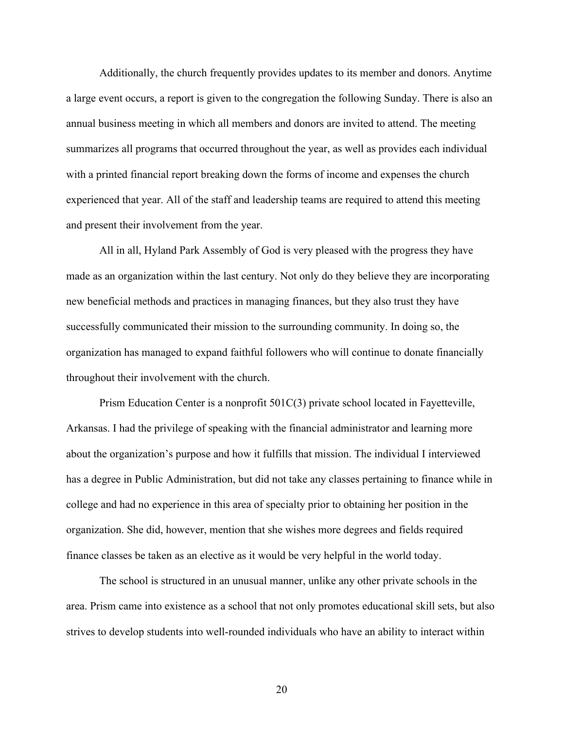Additionally, the church frequently provides updates to its member and donors. Anytime a large event occurs, a report is given to the congregation the following Sunday. There is also an annual business meeting in which all members and donors are invited to attend. The meeting summarizes all programs that occurred throughout the year, as well as provides each individual with a printed financial report breaking down the forms of income and expenses the church experienced that year. All of the staff and leadership teams are required to attend this meeting and present their involvement from the year.

All in all, Hyland Park Assembly of God is very pleased with the progress they have made as an organization within the last century. Not only do they believe they are incorporating new beneficial methods and practices in managing finances, but they also trust they have successfully communicated their mission to the surrounding community. In doing so, the organization has managed to expand faithful followers who will continue to donate financially throughout their involvement with the church.

Prism Education Center is a nonprofit 501C(3) private school located in Fayetteville, Arkansas. I had the privilege of speaking with the financial administrator and learning more about the organization's purpose and how it fulfills that mission. The individual I interviewed has a degree in Public Administration, but did not take any classes pertaining to finance while in college and had no experience in this area of specialty prior to obtaining her position in the organization. She did, however, mention that she wishes more degrees and fields required finance classes be taken as an elective as it would be very helpful in the world today.

The school is structured in an unusual manner, unlike any other private schools in the area. Prism came into existence as a school that not only promotes educational skill sets, but also strives to develop students into well-rounded individuals who have an ability to interact within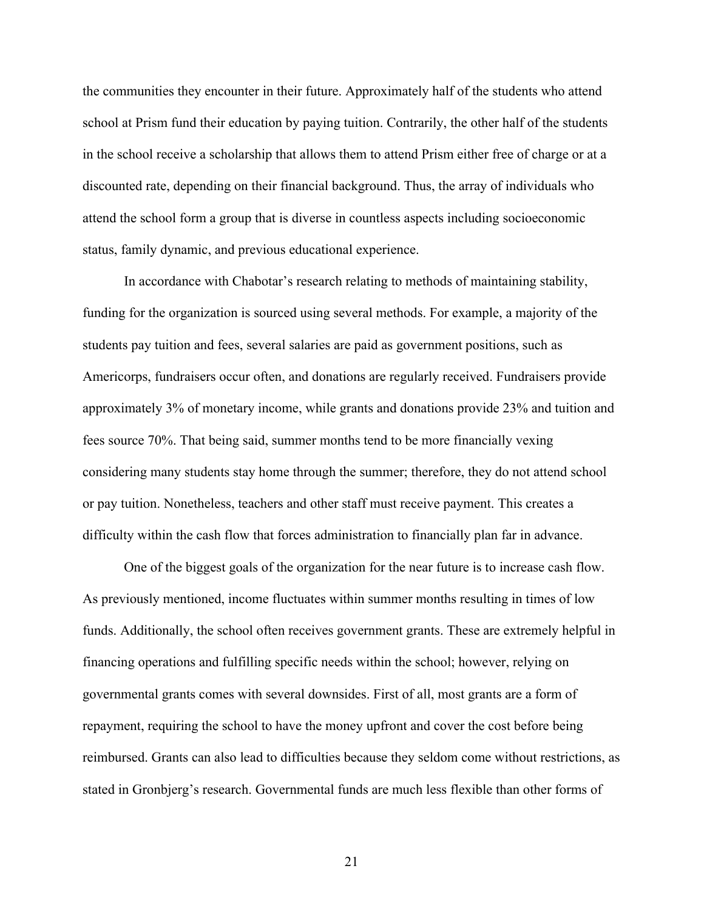the communities they encounter in their future. Approximately half of the students who attend school at Prism fund their education by paying tuition. Contrarily, the other half of the students in the school receive a scholarship that allows them to attend Prism either free of charge or at a discounted rate, depending on their financial background. Thus, the array of individuals who attend the school form a group that is diverse in countless aspects including socioeconomic status, family dynamic, and previous educational experience.

In accordance with Chabotar's research relating to methods of maintaining stability, funding for the organization is sourced using several methods. For example, a majority of the students pay tuition and fees, several salaries are paid as government positions, such as Americorps, fundraisers occur often, and donations are regularly received. Fundraisers provide approximately 3% of monetary income, while grants and donations provide 23% and tuition and fees source 70%. That being said, summer months tend to be more financially vexing considering many students stay home through the summer; therefore, they do not attend school or pay tuition. Nonetheless, teachers and other staff must receive payment. This creates a difficulty within the cash flow that forces administration to financially plan far in advance.

One of the biggest goals of the organization for the near future is to increase cash flow. As previously mentioned, income fluctuates within summer months resulting in times of low funds. Additionally, the school often receives government grants. These are extremely helpful in financing operations and fulfilling specific needs within the school; however, relying on governmental grants comes with several downsides. First of all, most grants are a form of repayment, requiring the school to have the money upfront and cover the cost before being reimbursed. Grants can also lead to difficulties because they seldom come without restrictions, as stated in Gronbjerg's research. Governmental funds are much less flexible than other forms of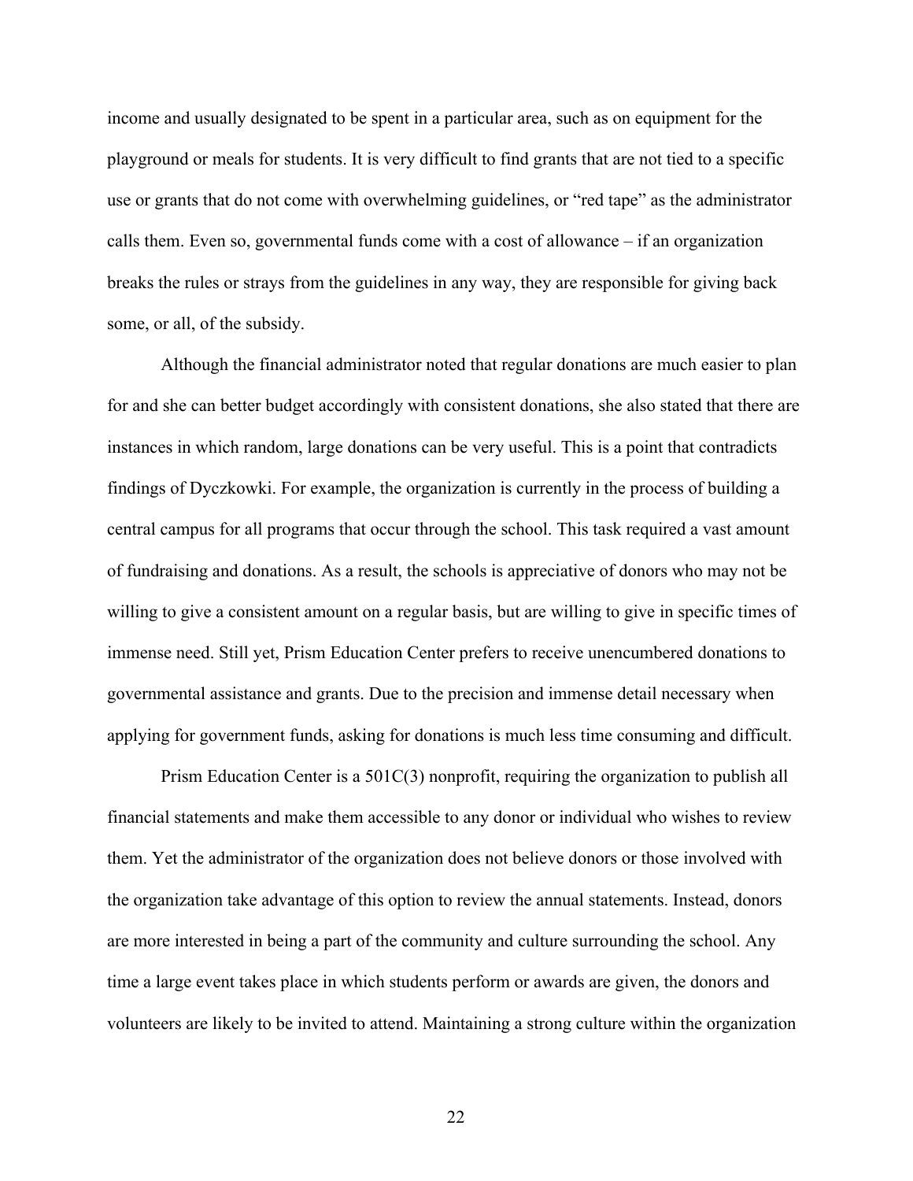income and usually designated to be spent in a particular area, such as on equipment for the playground or meals for students. It is very difficult to find grants that are not tied to a specific use or grants that do not come with overwhelming guidelines, or "red tape" as the administrator calls them. Even so, governmental funds come with a cost of allowance – if an organization breaks the rules or strays from the guidelines in any way, they are responsible for giving back some, or all, of the subsidy.

Although the financial administrator noted that regular donations are much easier to plan for and she can better budget accordingly with consistent donations, she also stated that there are instances in which random, large donations can be very useful. This is a point that contradicts findings of Dyczkowki. For example, the organization is currently in the process of building a central campus for all programs that occur through the school. This task required a vast amount of fundraising and donations. As a result, the schools is appreciative of donors who may not be willing to give a consistent amount on a regular basis, but are willing to give in specific times of immense need. Still yet, Prism Education Center prefers to receive unencumbered donations to governmental assistance and grants. Due to the precision and immense detail necessary when applying for government funds, asking for donations is much less time consuming and difficult.

Prism Education Center is a 501C(3) nonprofit, requiring the organization to publish all financial statements and make them accessible to any donor or individual who wishes to review them. Yet the administrator of the organization does not believe donors or those involved with the organization take advantage of this option to review the annual statements. Instead, donors are more interested in being a part of the community and culture surrounding the school. Any time a large event takes place in which students perform or awards are given, the donors and volunteers are likely to be invited to attend. Maintaining a strong culture within the organization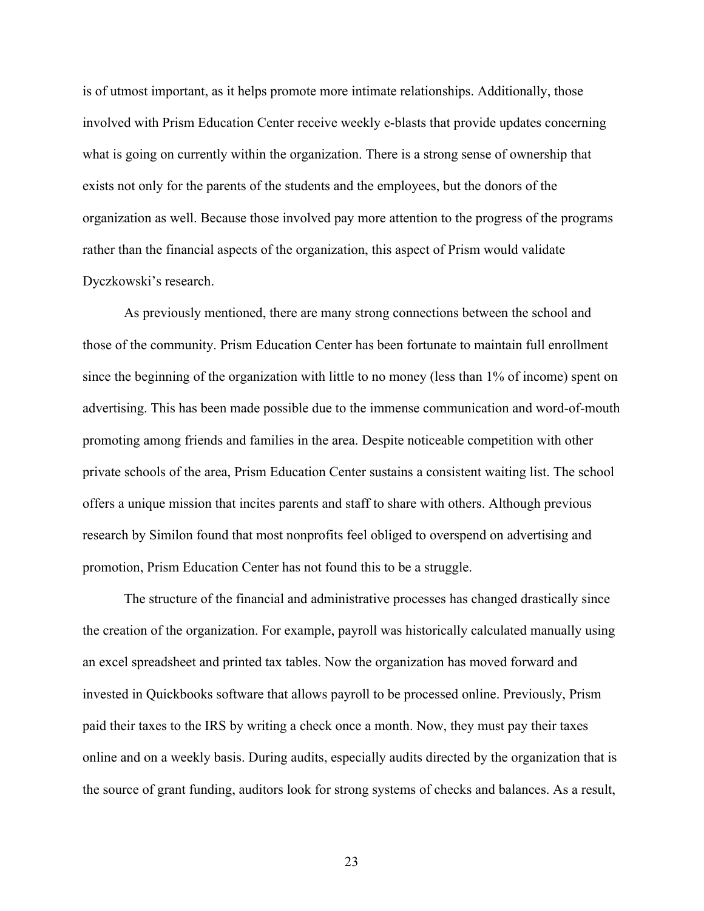is of utmost important, as it helps promote more intimate relationships. Additionally, those involved with Prism Education Center receive weekly e-blasts that provide updates concerning what is going on currently within the organization. There is a strong sense of ownership that exists not only for the parents of the students and the employees, but the donors of the organization as well. Because those involved pay more attention to the progress of the programs rather than the financial aspects of the organization, this aspect of Prism would validate Dyczkowski's research.

As previously mentioned, there are many strong connections between the school and those of the community. Prism Education Center has been fortunate to maintain full enrollment since the beginning of the organization with little to no money (less than 1% of income) spent on advertising. This has been made possible due to the immense communication and word-of-mouth promoting among friends and families in the area. Despite noticeable competition with other private schools of the area, Prism Education Center sustains a consistent waiting list. The school offers a unique mission that incites parents and staff to share with others. Although previous research by Similon found that most nonprofits feel obliged to overspend on advertising and promotion, Prism Education Center has not found this to be a struggle.

The structure of the financial and administrative processes has changed drastically since the creation of the organization. For example, payroll was historically calculated manually using an excel spreadsheet and printed tax tables. Now the organization has moved forward and invested in Quickbooks software that allows payroll to be processed online. Previously, Prism paid their taxes to the IRS by writing a check once a month. Now, they must pay their taxes online and on a weekly basis. During audits, especially audits directed by the organization that is the source of grant funding, auditors look for strong systems of checks and balances. As a result,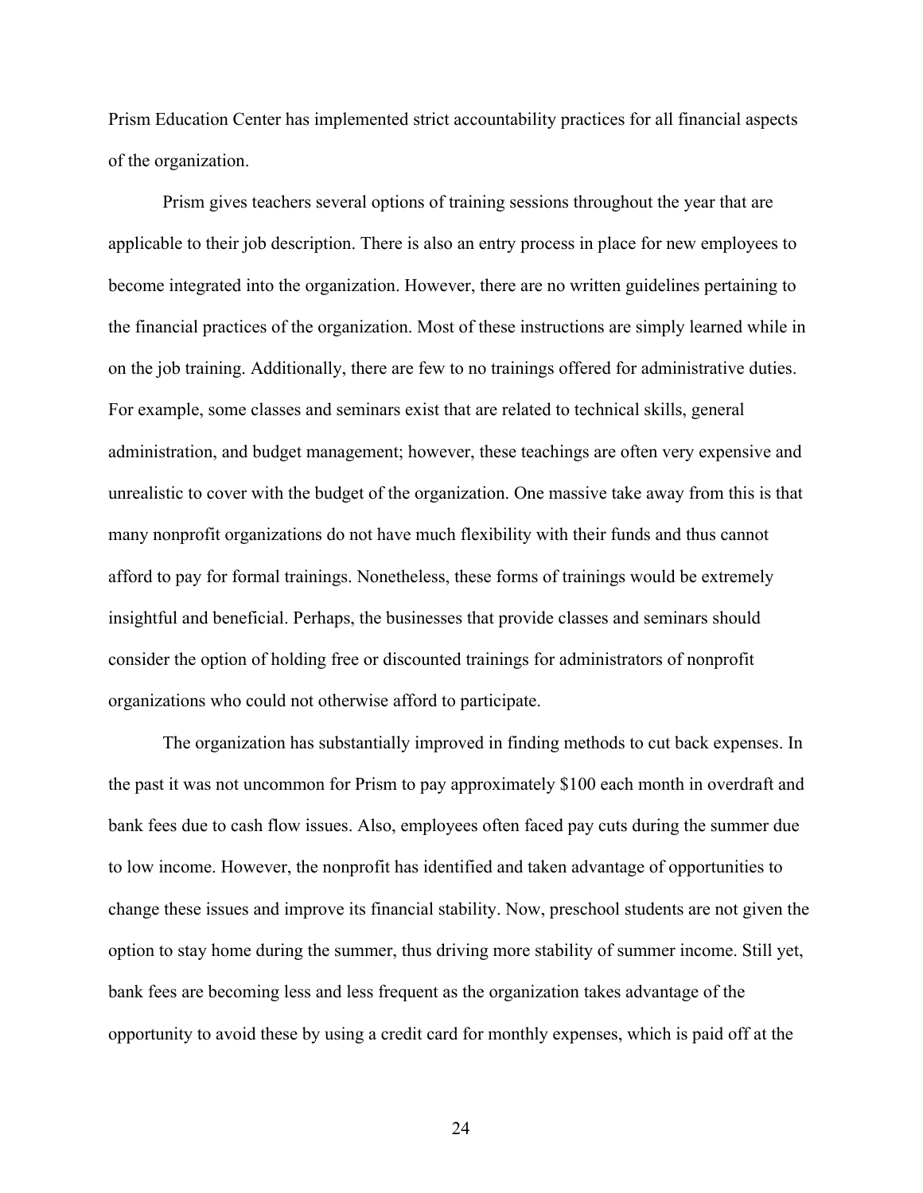Prism Education Center has implemented strict accountability practices for all financial aspects of the organization.

Prism gives teachers several options of training sessions throughout the year that are applicable to their job description. There is also an entry process in place for new employees to become integrated into the organization. However, there are no written guidelines pertaining to the financial practices of the organization. Most of these instructions are simply learned while in on the job training. Additionally, there are few to no trainings offered for administrative duties. For example, some classes and seminars exist that are related to technical skills, general administration, and budget management; however, these teachings are often very expensive and unrealistic to cover with the budget of the organization. One massive take away from this is that many nonprofit organizations do not have much flexibility with their funds and thus cannot afford to pay for formal trainings. Nonetheless, these forms of trainings would be extremely insightful and beneficial. Perhaps, the businesses that provide classes and seminars should consider the option of holding free or discounted trainings for administrators of nonprofit organizations who could not otherwise afford to participate.

The organization has substantially improved in finding methods to cut back expenses. In the past it was not uncommon for Prism to pay approximately $100 each month in overdraft and bank fees due to cash flow issues. Also, employees often faced pay cuts during the summer due to low income. However, the nonprofit has identified and taken advantage of opportunities to change these issues and improve its financial stability. Now, preschool students are not given the option to stay home during the summer, thus driving more stability of summer income. Still yet, bank fees are becoming less and less frequent as the organization takes advantage of the opportunity to avoid these by using a credit card for monthly expenses, which is paid off at the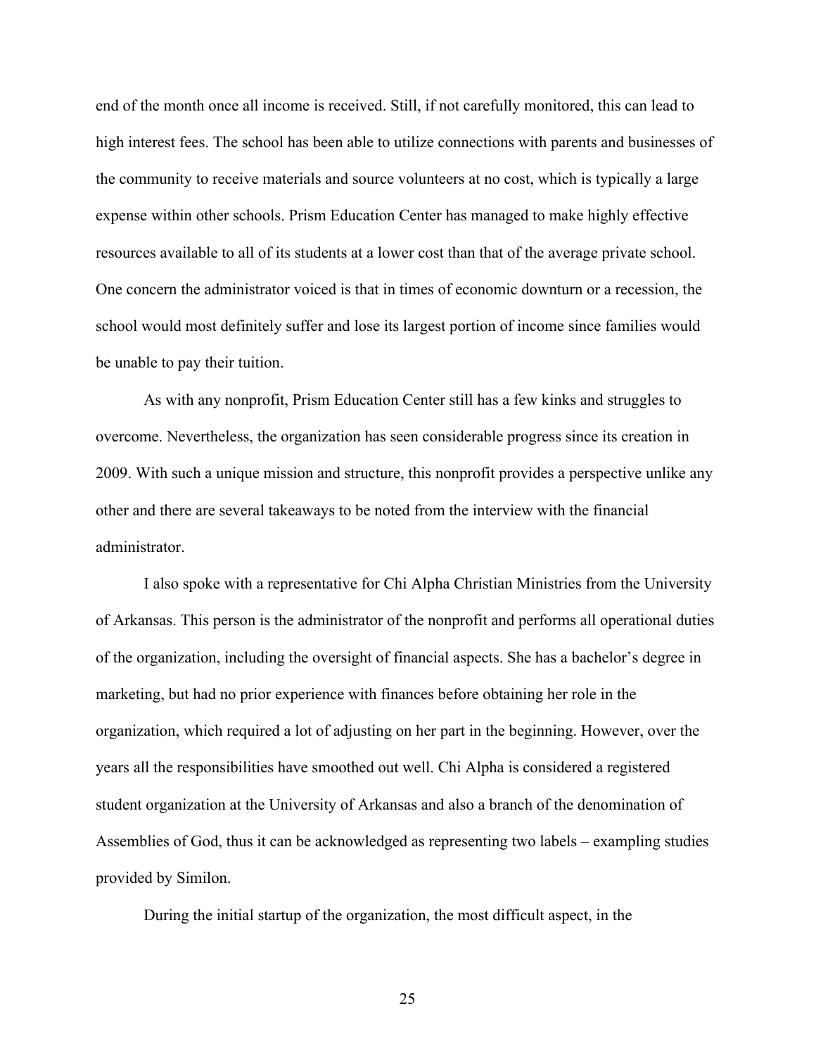end of the month once all income is received. Still, if not carefully monitored, this can lead to high interest fees. The school has been able to utilize connections with parents and businesses of the community to receive materials and source volunteers at no cost, which is typically a large expense within other schools. Prism Education Center has managed to make highly effective resources available to all of its students at a lower cost than that of the average private school. One concern the administrator voiced is that in times of economic downturn or a recession, the school would most definitely suffer and lose its largest portion of income since families would be unable to pay their tuition.

As with any nonprofit, Prism Education Center still has a few kinks and struggles to overcome. Nevertheless, the organization has seen considerable progress since its creation in 2009. With such a unique mission and structure, this nonprofit provides a perspective unlike any other and there are several takeaways to be noted from the interview with the financial administrator.

I also spoke with a representative for Chi Alpha Christian Ministries from the University of Arkansas. This person is the administrator of the nonprofit and performs all operational duties of the organization, including the oversight of financial aspects. She has a bachelor's degree in marketing, but had no prior experience with finances before obtaining her role in the organization, which required a lot of adjusting on her part in the beginning. However, over the years all the responsibilities have smoothed out well. Chi Alpha is considered a registered student organization at the University of Arkansas and also a branch of the denomination of Assemblies of God, thus it can be acknowledged as representing two labels – exampling studies provided by Similon.

During the initial startup of the organization, the most difficult aspect, in the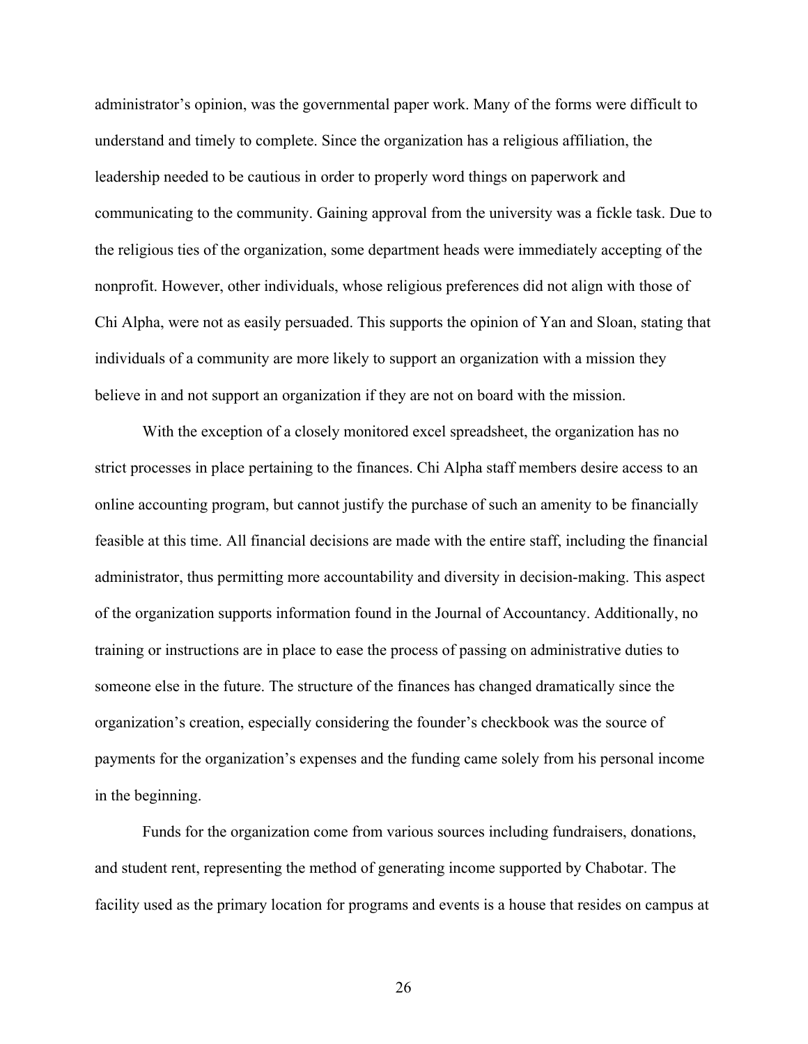administrator's opinion, was the governmental paper work. Many of the forms were difficult to understand and timely to complete. Since the organization has a religious affiliation, the leadership needed to be cautious in order to properly word things on paperwork and communicating to the community. Gaining approval from the university was a fickle task. Due to the religious ties of the organization, some department heads were immediately accepting of the nonprofit. However, other individuals, whose religious preferences did not align with those of Chi Alpha, were not as easily persuaded. This supports the opinion of Yan and Sloan, stating that individuals of a community are more likely to support an organization with a mission they believe in and not support an organization if they are not on board with the mission.

With the exception of a closely monitored excel spreadsheet, the organization has no strict processes in place pertaining to the finances. Chi Alpha staff members desire access to an online accounting program, but cannot justify the purchase of such an amenity to be financially feasible at this time. All financial decisions are made with the entire staff, including the financial administrator, thus permitting more accountability and diversity in decision-making. This aspect of the organization supports information found in the Journal of Accountancy. Additionally, no training or instructions are in place to ease the process of passing on administrative duties to someone else in the future. The structure of the finances has changed dramatically since the organization's creation, especially considering the founder's checkbook was the source of payments for the organization's expenses and the funding came solely from his personal income in the beginning.

Funds for the organization come from various sources including fundraisers, donations, and student rent, representing the method of generating income supported by Chabotar. The facility used as the primary location for programs and events is a house that resides on campus at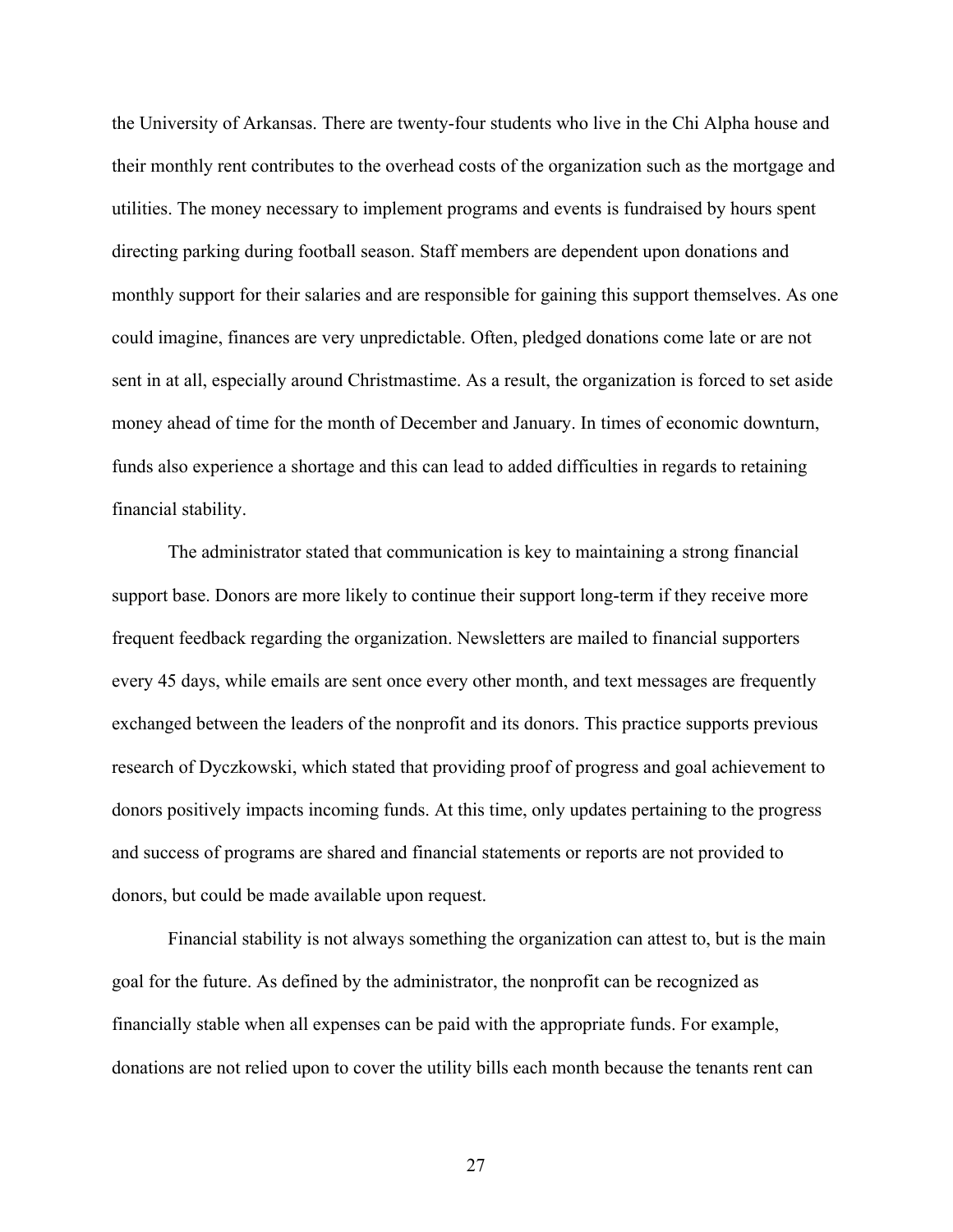the University of Arkansas. There are twenty-four students who live in the Chi Alpha house and their monthly rent contributes to the overhead costs of the organization such as the mortgage and utilities. The money necessary to implement programs and events is fundraised by hours spent directing parking during football season. Staff members are dependent upon donations and monthly support for their salaries and are responsible for gaining this support themselves. As one could imagine, finances are very unpredictable. Often, pledged donations come late or are not sent in at all, especially around Christmastime. As a result, the organization is forced to set aside money ahead of time for the month of December and January. In times of economic downturn, funds also experience a shortage and this can lead to added difficulties in regards to retaining financial stability.

The administrator stated that communication is key to maintaining a strong financial support base. Donors are more likely to continue their support long-term if they receive more frequent feedback regarding the organization. Newsletters are mailed to financial supporters every 45 days, while emails are sent once every other month, and text messages are frequently exchanged between the leaders of the nonprofit and its donors. This practice supports previous research of Dyczkowski, which stated that providing proof of progress and goal achievement to donors positively impacts incoming funds. At this time, only updates pertaining to the progress and success of programs are shared and financial statements or reports are not provided to donors, but could be made available upon request.

Financial stability is not always something the organization can attest to, but is the main goal for the future. As defined by the administrator, the nonprofit can be recognized as financially stable when all expenses can be paid with the appropriate funds. For example, donations are not relied upon to cover the utility bills each month because the tenants rent can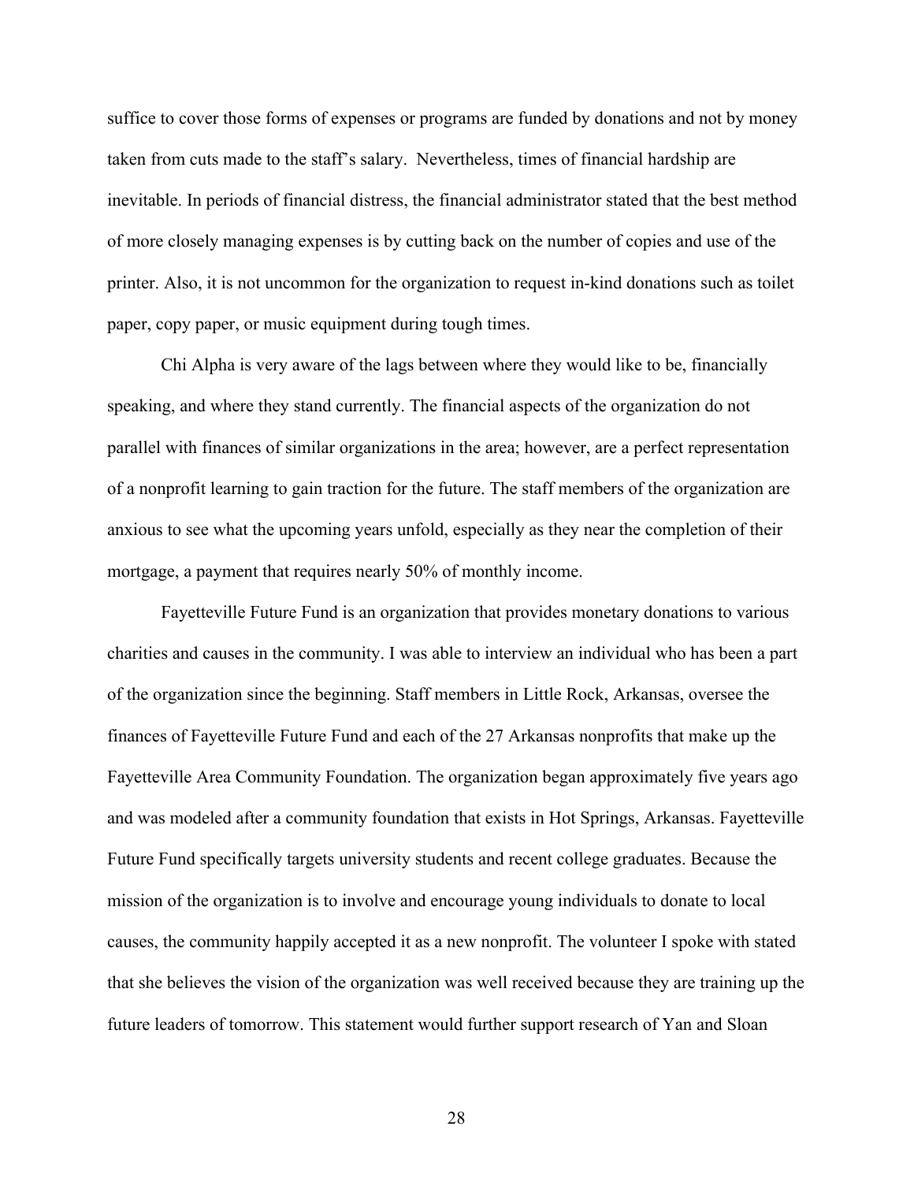suffice to cover those forms of expenses or programs are funded by donations and not by money taken from cuts made to the staff's salary.  Nevertheless, times of financial hardship are inevitable. In periods of financial distress, the financial administrator stated that the best method of more closely managing expenses is by cutting back on the number of copies and use of the printer. Also, it is not uncommon for the organization to request in-kind donations such as toilet paper, copy paper, or music equipment during tough times.

Chi Alpha is very aware of the lags between where they would like to be, financially speaking, and where they stand currently. The financial aspects of the organization do not parallel with finances of similar organizations in the area; however, are a perfect representation of a nonprofit learning to gain traction for the future. The staff members of the organization are anxious to see what the upcoming years unfold, especially as they near the completion of their mortgage, a payment that requires nearly 50% of monthly income.

Fayetteville Future Fund is an organization that provides monetary donations to various charities and causes in the community. I was able to interview an individual who has been a part of the organization since the beginning. Staff members in Little Rock, Arkansas, oversee the finances of Fayetteville Future Fund and each of the 27 Arkansas nonprofits that make up the Fayetteville Area Community Foundation. The organization began approximately five years ago and was modeled after a community foundation that exists in Hot Springs, Arkansas. Fayetteville Future Fund specifically targets university students and recent college graduates. Because the mission of the organization is to involve and encourage young individuals to donate to local causes, the community happily accepted it as a new nonprofit. The volunteer I spoke with stated that she believes the vision of the organization was well received because they are training up the future leaders of tomorrow. This statement would further support research of Yan and Sloan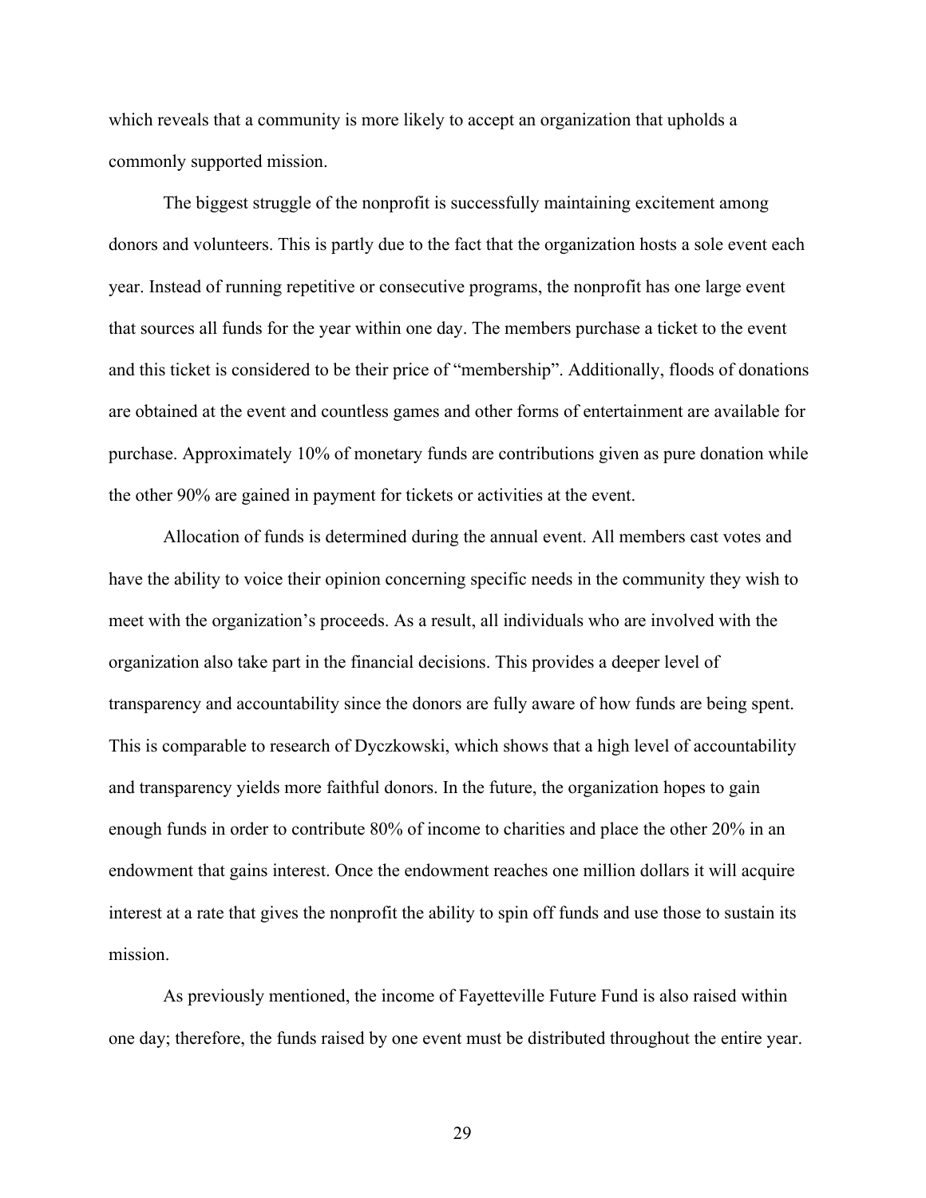which reveals that a community is more likely to accept an organization that upholds a commonly supported mission.

The biggest struggle of the nonprofit is successfully maintaining excitement among donors and volunteers. This is partly due to the fact that the organization hosts a sole event each year. Instead of running repetitive or consecutive programs, the nonprofit has one large event that sources all funds for the year within one day. The members purchase a ticket to the event and this ticket is considered to be their price of "membership". Additionally, floods of donations are obtained at the event and countless games and other forms of entertainment are available for purchase. Approximately 10% of monetary funds are contributions given as pure donation while the other 90% are gained in payment for tickets or activities at the event.

Allocation of funds is determined during the annual event. All members cast votes and have the ability to voice their opinion concerning specific needs in the community they wish to meet with the organization's proceeds. As a result, all individuals who are involved with the organization also take part in the financial decisions. This provides a deeper level of transparency and accountability since the donors are fully aware of how funds are being spent. This is comparable to research of Dyczkowski, which shows that a high level of accountability and transparency yields more faithful donors. In the future, the organization hopes to gain enough funds in order to contribute 80% of income to charities and place the other 20% in an endowment that gains interest. Once the endowment reaches one million dollars it will acquire interest at a rate that gives the nonprofit the ability to spin off funds and use those to sustain its mission.

As previously mentioned, the income of Fayetteville Future Fund is also raised within one day; therefore, the funds raised by one event must be distributed throughout the entire year.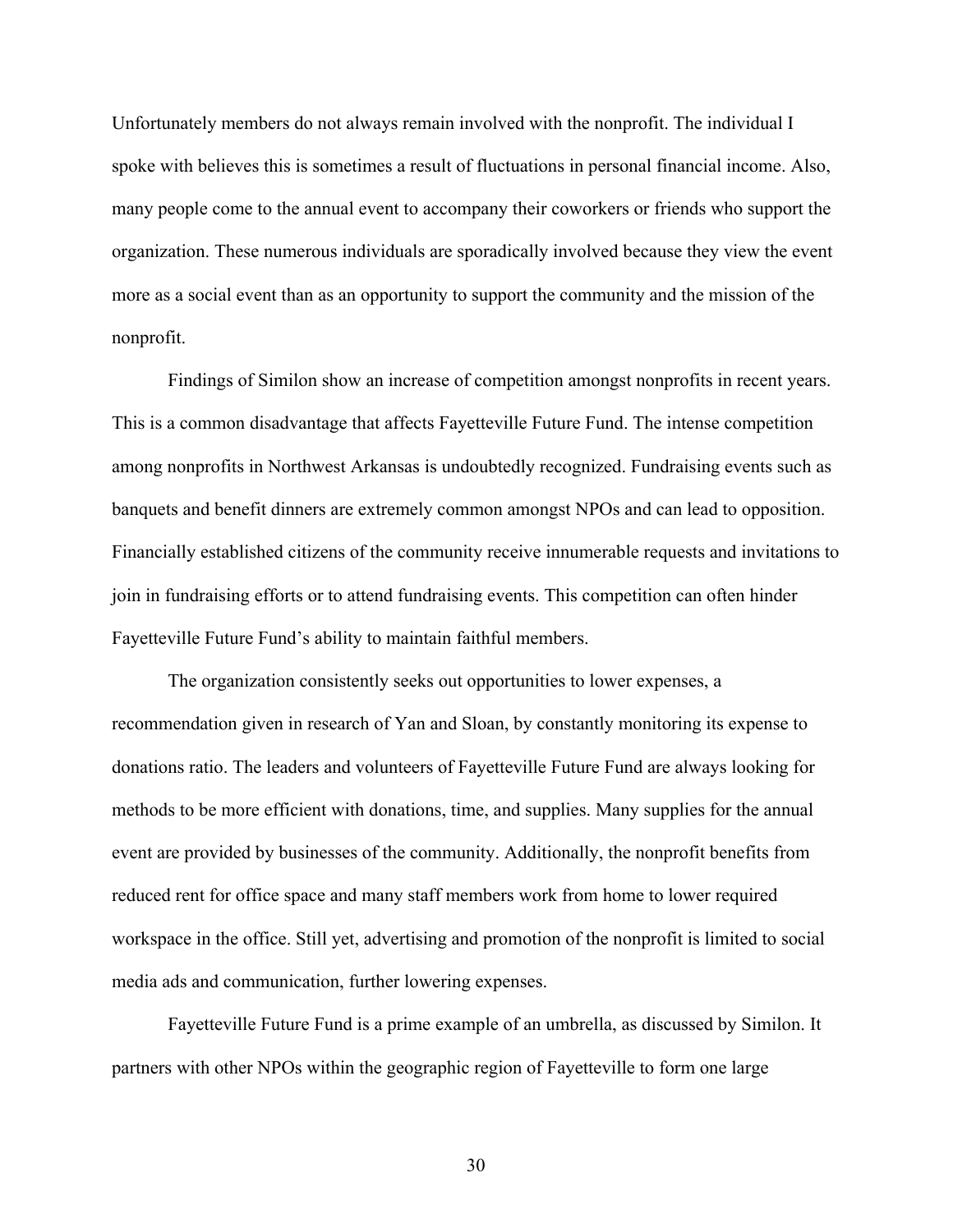Unfortunately members do not always remain involved with the nonprofit. The individual I spoke with believes this is sometimes a result of fluctuations in personal financial income. Also, many people come to the annual event to accompany their coworkers or friends who support the organization. These numerous individuals are sporadically involved because they view the event more as a social event than as an opportunity to support the community and the mission of the nonprofit.

Findings of Similon show an increase of competition amongst nonprofits in recent years. This is a common disadvantage that affects Fayetteville Future Fund. The intense competition among nonprofits in Northwest Arkansas is undoubtedly recognized. Fundraising events such as banquets and benefit dinners are extremely common amongst NPOs and can lead to opposition. Financially established citizens of the community receive innumerable requests and invitations to join in fundraising efforts or to attend fundraising events. This competition can often hinder Fayetteville Future Fund's ability to maintain faithful members.

The organization consistently seeks out opportunities to lower expenses, a recommendation given in research of Yan and Sloan, by constantly monitoring its expense to donations ratio. The leaders and volunteers of Fayetteville Future Fund are always looking for methods to be more efficient with donations, time, and supplies. Many supplies for the annual event are provided by businesses of the community. Additionally, the nonprofit benefits from reduced rent for office space and many staff members work from home to lower required workspace in the office. Still yet, advertising and promotion of the nonprofit is limited to social media ads and communication, further lowering expenses.

Fayetteville Future Fund is a prime example of an umbrella, as discussed by Similon. It partners with other NPOs within the geographic region of Fayetteville to form one large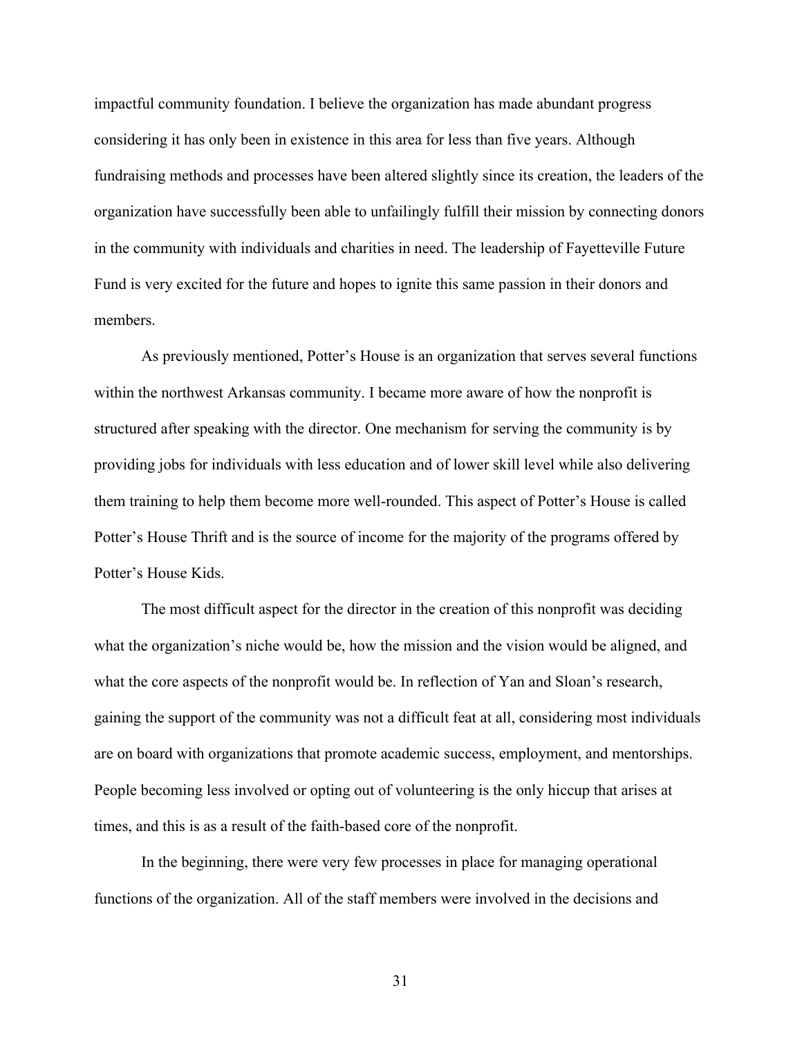impactful community foundation. I believe the organization has made abundant progress considering it has only been in existence in this area for less than five years. Although fundraising methods and processes have been altered slightly since its creation, the leaders of the organization have successfully been able to unfailingly fulfill their mission by connecting donors in the community with individuals and charities in need. The leadership of Fayetteville Future Fund is very excited for the future and hopes to ignite this same passion in their donors and members.

As previously mentioned, Potter's House is an organization that serves several functions within the northwest Arkansas community. I became more aware of how the nonprofit is structured after speaking with the director. One mechanism for serving the community is by providing jobs for individuals with less education and of lower skill level while also delivering them training to help them become more well-rounded. This aspect of Potter's House is called Potter's House Thrift and is the source of income for the majority of the programs offered by Potter's House Kids.

The most difficult aspect for the director in the creation of this nonprofit was deciding what the organization's niche would be, how the mission and the vision would be aligned, and what the core aspects of the nonprofit would be. In reflection of Yan and Sloan's research, gaining the support of the community was not a difficult feat at all, considering most individuals are on board with organizations that promote academic success, employment, and mentorships. People becoming less involved or opting out of volunteering is the only hiccup that arises at times, and this is as a result of the faith-based core of the nonprofit.

In the beginning, there were very few processes in place for managing operational functions of the organization. All of the staff members were involved in the decisions and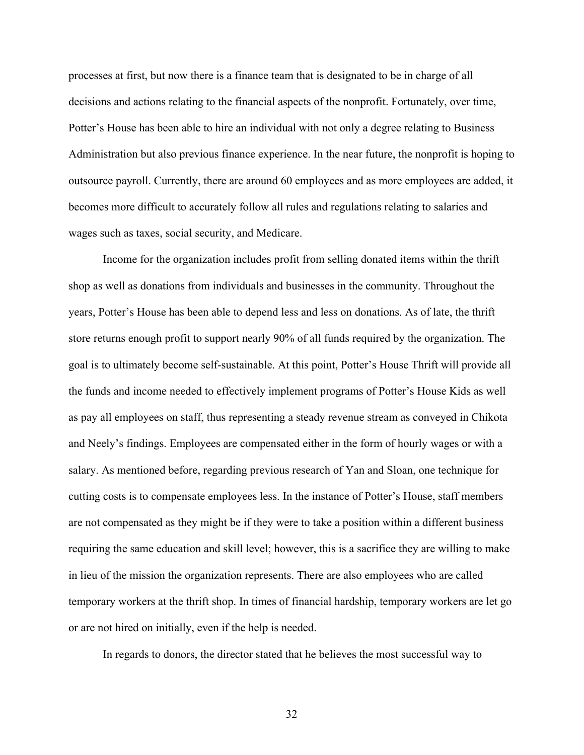processes at first, but now there is a finance team that is designated to be in charge of all decisions and actions relating to the financial aspects of the nonprofit. Fortunately, over time, Potter's House has been able to hire an individual with not only a degree relating to Business Administration but also previous finance experience. In the near future, the nonprofit is hoping to outsource payroll. Currently, there are around 60 employees and as more employees are added, it becomes more difficult to accurately follow all rules and regulations relating to salaries and wages such as taxes, social security, and Medicare.

Income for the organization includes profit from selling donated items within the thrift shop as well as donations from individuals and businesses in the community. Throughout the years, Potter's House has been able to depend less and less on donations. As of late, the thrift store returns enough profit to support nearly 90% of all funds required by the organization. The goal is to ultimately become self-sustainable. At this point, Potter's House Thrift will provide all the funds and income needed to effectively implement programs of Potter's House Kids as well as pay all employees on staff, thus representing a steady revenue stream as conveyed in Chikota and Neely's findings. Employees are compensated either in the form of hourly wages or with a salary. As mentioned before, regarding previous research of Yan and Sloan, one technique for cutting costs is to compensate employees less. In the instance of Potter's House, staff members are not compensated as they might be if they were to take a position within a different business requiring the same education and skill level; however, this is a sacrifice they are willing to make in lieu of the mission the organization represents. There are also employees who are called temporary workers at the thrift shop. In times of financial hardship, temporary workers are let go or are not hired on initially, even if the help is needed.

In regards to donors, the director stated that he believes the most successful way to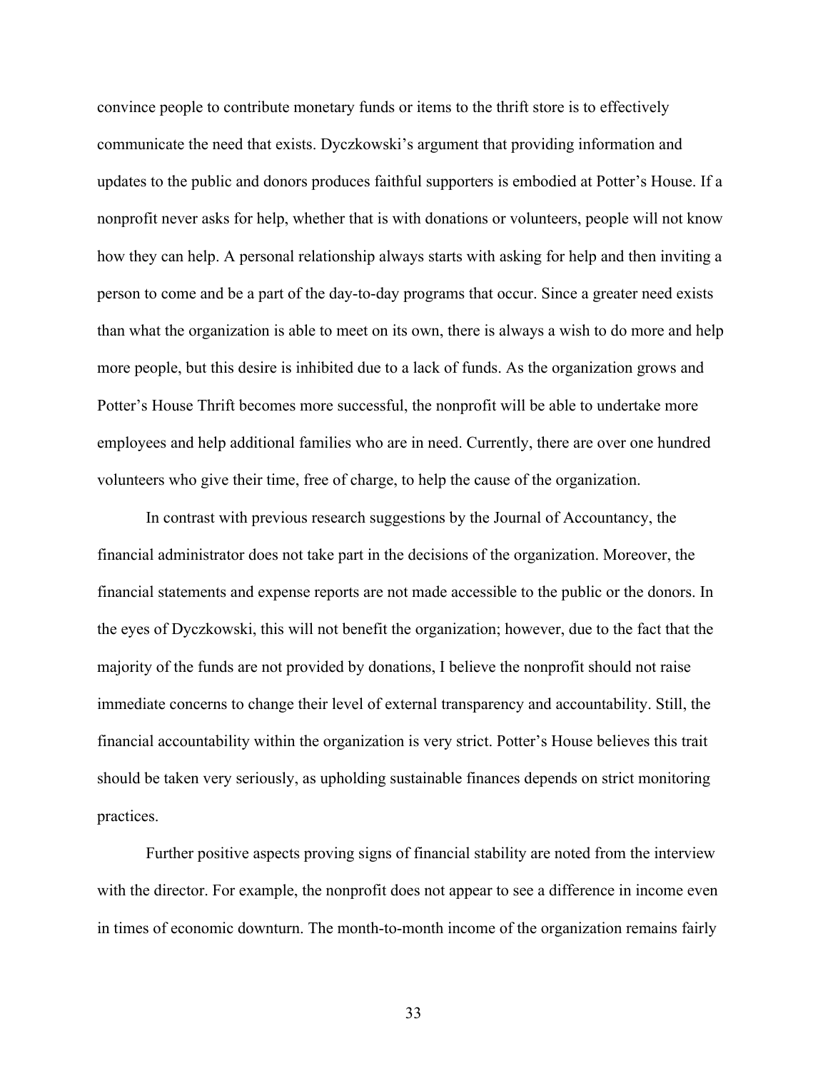convince people to contribute monetary funds or items to the thrift store is to effectively communicate the need that exists. Dyczkowski's argument that providing information and updates to the public and donors produces faithful supporters is embodied at Potter's House. If a nonprofit never asks for help, whether that is with donations or volunteers, people will not know how they can help. A personal relationship always starts with asking for help and then inviting a person to come and be a part of the day-to-day programs that occur. Since a greater need exists than what the organization is able to meet on its own, there is always a wish to do more and help more people, but this desire is inhibited due to a lack of funds. As the organization grows and Potter's House Thrift becomes more successful, the nonprofit will be able to undertake more employees and help additional families who are in need. Currently, there are over one hundred volunteers who give their time, free of charge, to help the cause of the organization.

In contrast with previous research suggestions by the Journal of Accountancy, the financial administrator does not take part in the decisions of the organization. Moreover, the financial statements and expense reports are not made accessible to the public or the donors. In the eyes of Dyczkowski, this will not benefit the organization; however, due to the fact that the majority of the funds are not provided by donations, I believe the nonprofit should not raise immediate concerns to change their level of external transparency and accountability. Still, the financial accountability within the organization is very strict. Potter's House believes this trait should be taken very seriously, as upholding sustainable finances depends on strict monitoring practices.

Further positive aspects proving signs of financial stability are noted from the interview with the director. For example, the nonprofit does not appear to see a difference in income even in times of economic downturn. The month-to-month income of the organization remains fairly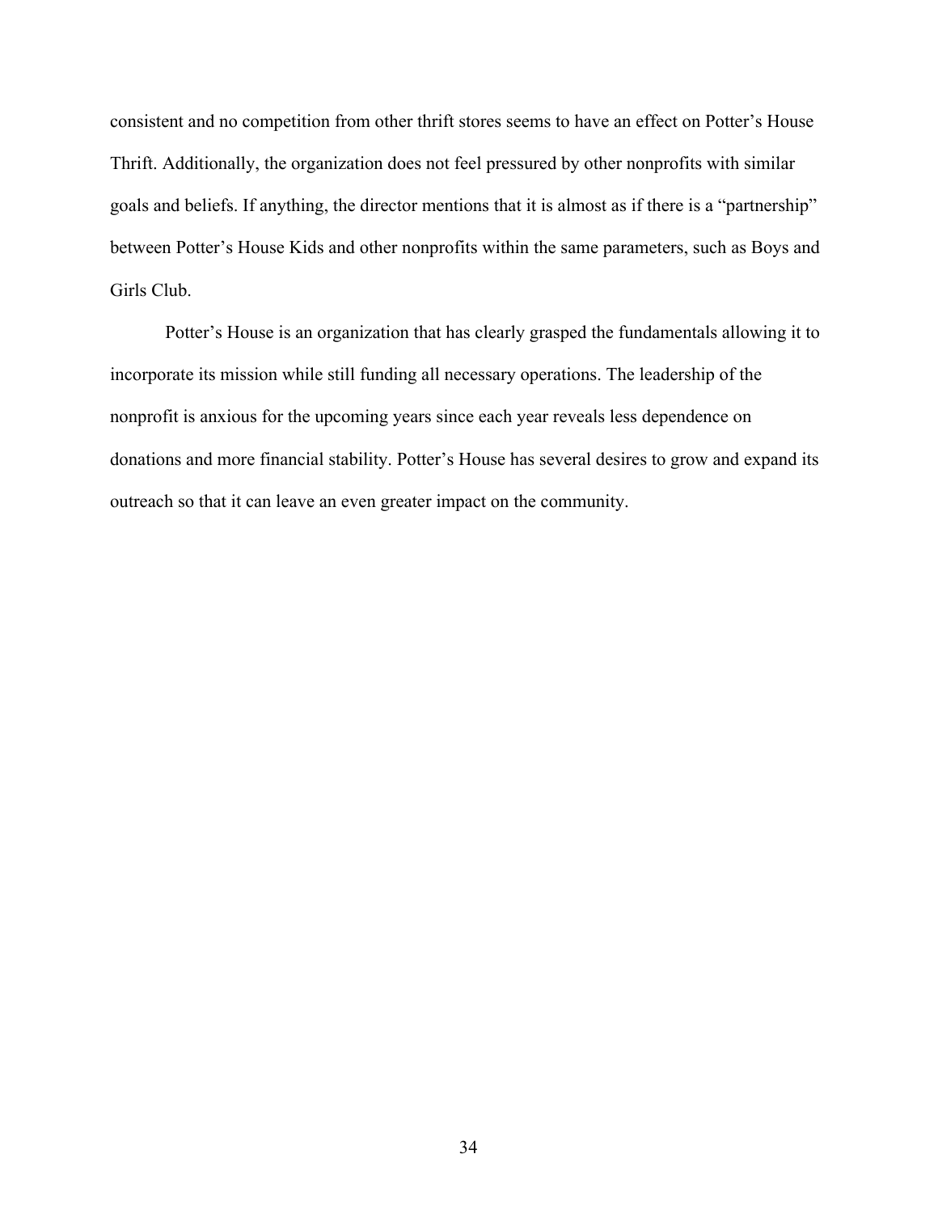consistent and no competition from other thrift stores seems to have an effect on Potter's House Thrift. Additionally, the organization does not feel pressured by other nonprofits with similar goals and beliefs. If anything, the director mentions that it is almost as if there is a "partnership" between Potter's House Kids and other nonprofits within the same parameters, such as Boys and Girls Club.

Potter's House is an organization that has clearly grasped the fundamentals allowing it to incorporate its mission while still funding all necessary operations. The leadership of the nonprofit is anxious for the upcoming years since each year reveals less dependence on donations and more financial stability. Potter's House has several desires to grow and expand its outreach so that it can leave an even greater impact on the community.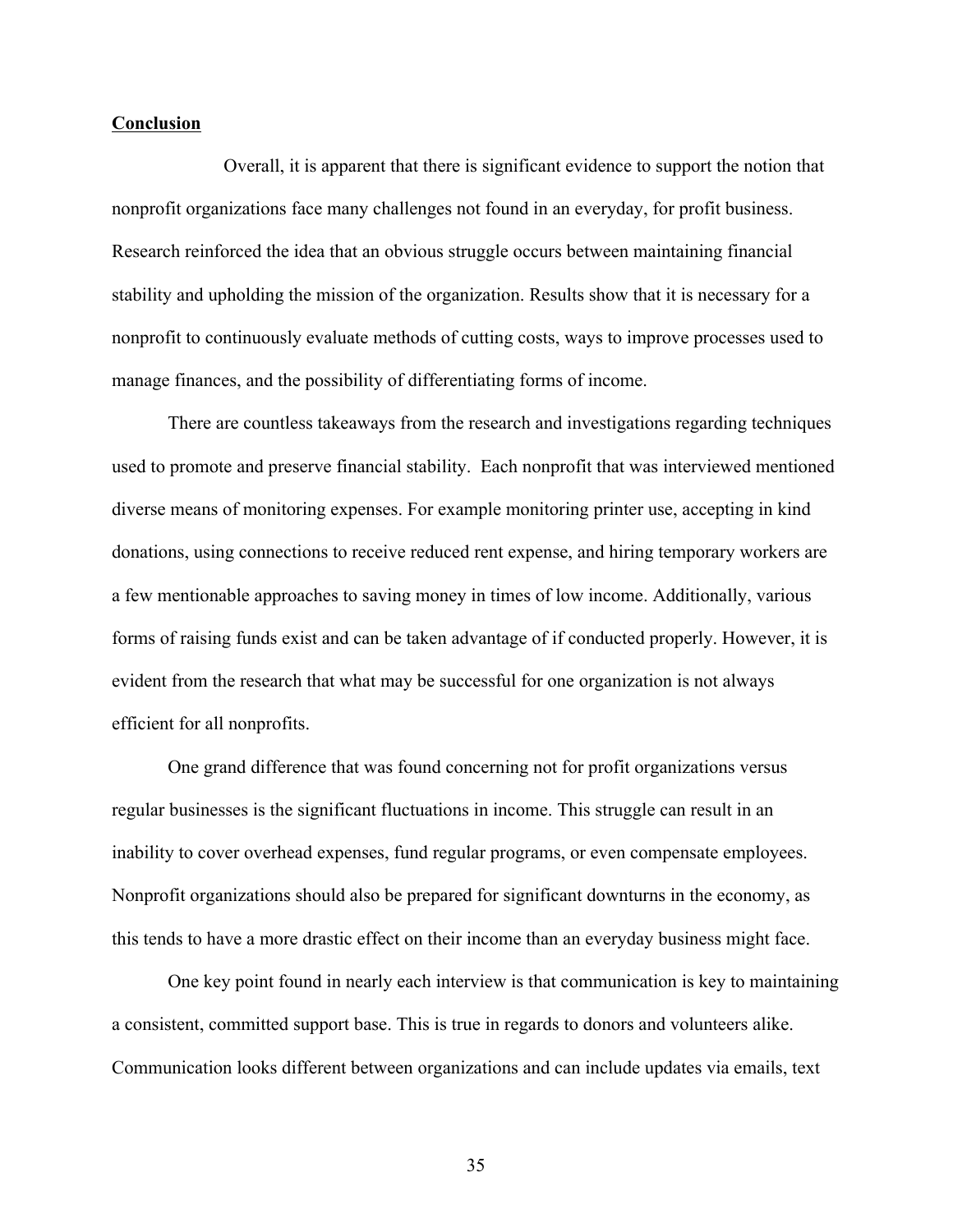**Conclusion**

Overall, it is apparent that there is significant evidence to support the notion that nonprofit organizations face many challenges not found in an everyday, for profit business. Research reinforced the idea that an obvious struggle occurs between maintaining financial stability and upholding the mission of the organization. Results show that it is necessary for a nonprofit to continuously evaluate methods of cutting costs, ways to improve processes used to manage finances, and the possibility of differentiating forms of income.

There are countless takeaways from the research and investigations regarding techniques used to promote and preserve financial stability. Each nonprofit that was interviewed mentioned diverse means of monitoring expenses. For example monitoring printer use, accepting in kind donations, using connections to receive reduced rent expense, and hiring temporary workers are a few mentionable approaches to saving money in times of low income. Additionally, various forms of raising funds exist and can be taken advantage of if conducted properly. However, it is evident from the research that what may be successful for one organization is not always efficient for all nonprofits.

One grand difference that was found concerning not for profit organizations versus regular businesses is the significant fluctuations in income. This struggle can result in an inability to cover overhead expenses, fund regular programs, or even compensate employees. Nonprofit organizations should also be prepared for significant downturns in the economy, as this tends to have a more drastic effect on their income than an everyday business might face.

One key point found in nearly each interview is that communication is key to maintaining a consistent, committed support base. This is true in regards to donors and volunteers alike. Communication looks different between organizations and can include updates via emails, text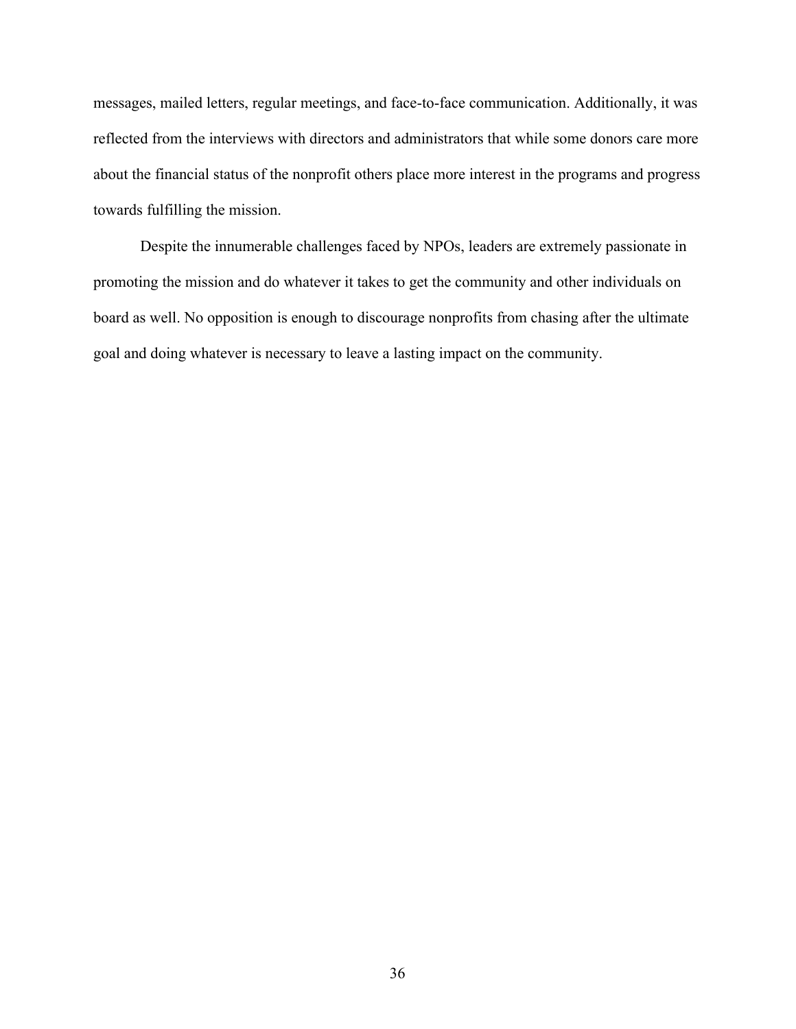messages, mailed letters, regular meetings, and face-to-face communication. Additionally, it was reflected from the interviews with directors and administrators that while some donors care more about the financial status of the nonprofit others place more interest in the programs and progress towards fulfilling the mission.

Despite the innumerable challenges faced by NPOs, leaders are extremely passionate in promoting the mission and do whatever it takes to get the community and other individuals on board as well. No opposition is enough to discourage nonprofits from chasing after the ultimate goal and doing whatever is necessary to leave a lasting impact on the community.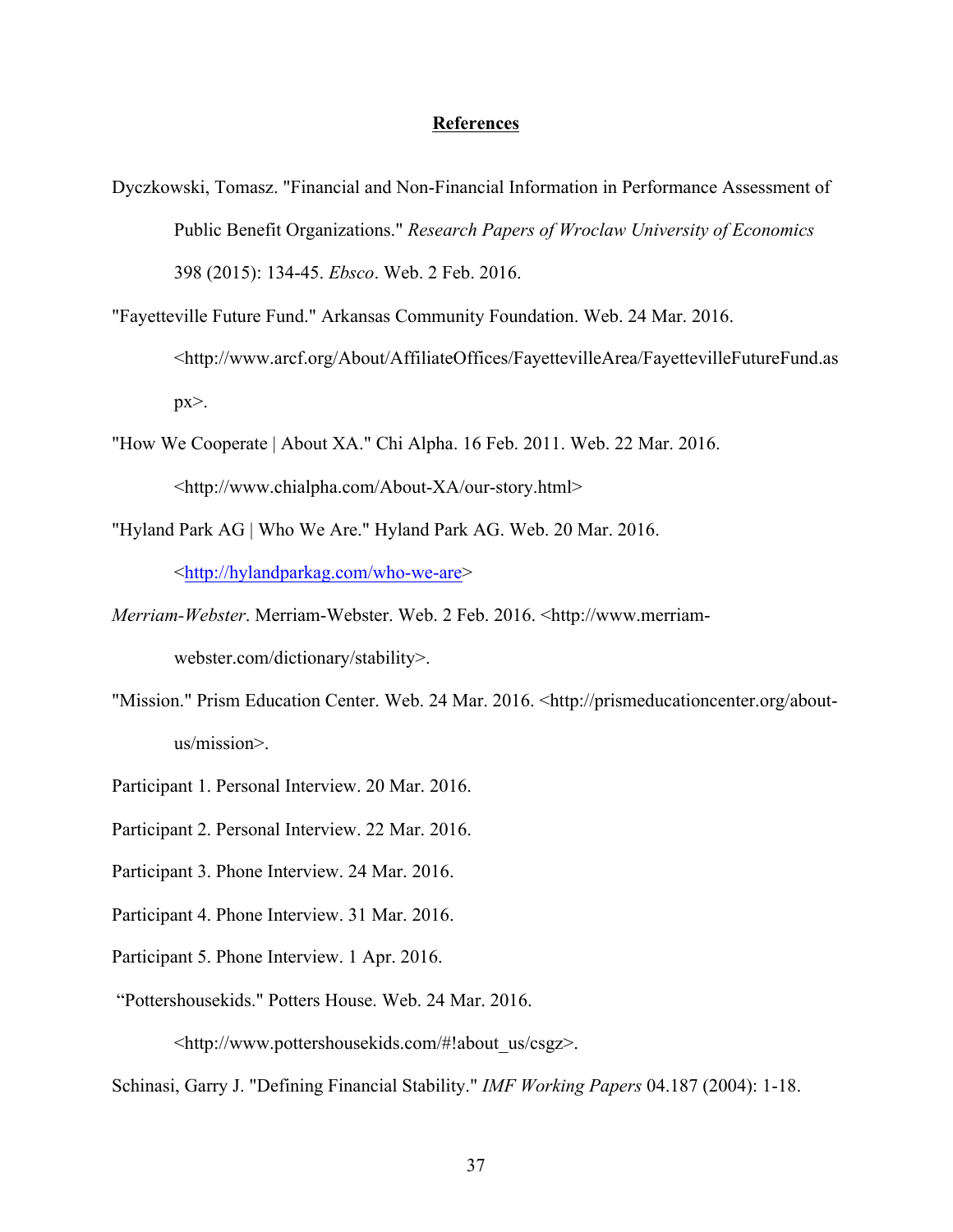## References

Dyczkowski, Tomasz. "Financial and Non-Financial Information in Performance Assessment of Public Benefit Organizations." *Research Papers of Wroclaw University of Economics* 398 (2015): 134-45. *Ebsco*. Web. 2 Feb. 2016.

"Fayetteville Future Fund." Arkansas Community Foundation. Web. 24 Mar. 2016. <http://www.arcf.org/About/AffiliateOffices/FayettevilleArea/FayettevilleFutureFund.aspx>.

"How We Cooperate | About XA." Chi Alpha. 16 Feb. 2011. Web. 22 Mar. 2016. <http://www.chialpha.com/About-XA/our-story.html>

"Hyland Park AG | Who We Are." Hyland Park AG. Web. 20 Mar. 2016. <http://hylandparkag.com/who-we-are>

*Merriam-Webster*. Merriam-Webster. Web. 2 Feb. 2016. <http://www.merriam-webster.com/dictionary/stability>.

"Mission." Prism Education Center. Web. 24 Mar. 2016. <http://prismeducationcenter.org/about-us/mission>.

Participant 1. Personal Interview. 20 Mar. 2016.

Participant 2. Personal Interview. 22 Mar. 2016.

Participant 3. Phone Interview. 24 Mar. 2016.

Participant 4. Phone Interview. 31 Mar. 2016.

Participant 5. Phone Interview. 1 Apr. 2016.

"Pottershousekids." Potters House. Web. 24 Mar. 2016. <http://www.pottershousekids.com/#!about_us/csgz>.

Schinasi, Garry J. "Defining Financial Stability." *IMF Working Papers* 04.187 (2004): 1-18.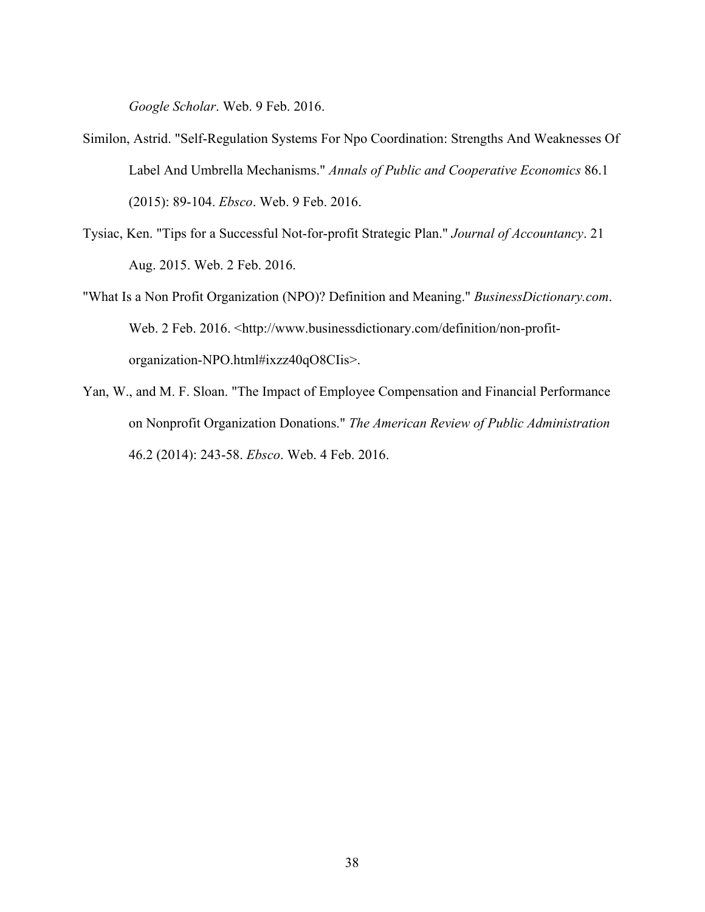*Google Scholar*. Web. 9 Feb. 2016.

Similon, Astrid. "Self-Regulation Systems For Npo Coordination: Strengths And Weaknesses Of Label And Umbrella Mechanisms." *Annals of Public and Cooperative Economics* 86.1 (2015): 89-104. *Ebsco*. Web. 9 Feb. 2016.

Tysiac, Ken. "Tips for a Successful Not-for-profit Strategic Plan." *Journal of Accountancy*. 21 Aug. 2015. Web. 2 Feb. 2016.

"What Is a Non Profit Organization (NPO)? Definition and Meaning." *BusinessDictionary.com*. Web. 2 Feb. 2016. <http://www.businessdictionary.com/definition/non-profit-organization-NPO.html#ixzz40qO8CIis>.

Yan, W., and M. F. Sloan. "The Impact of Employee Compensation and Financial Performance on Nonprofit Organization Donations." *The American Review of Public Administration* 46.2 (2014): 243-58. *Ebsco*. Web. 4 Feb. 2016.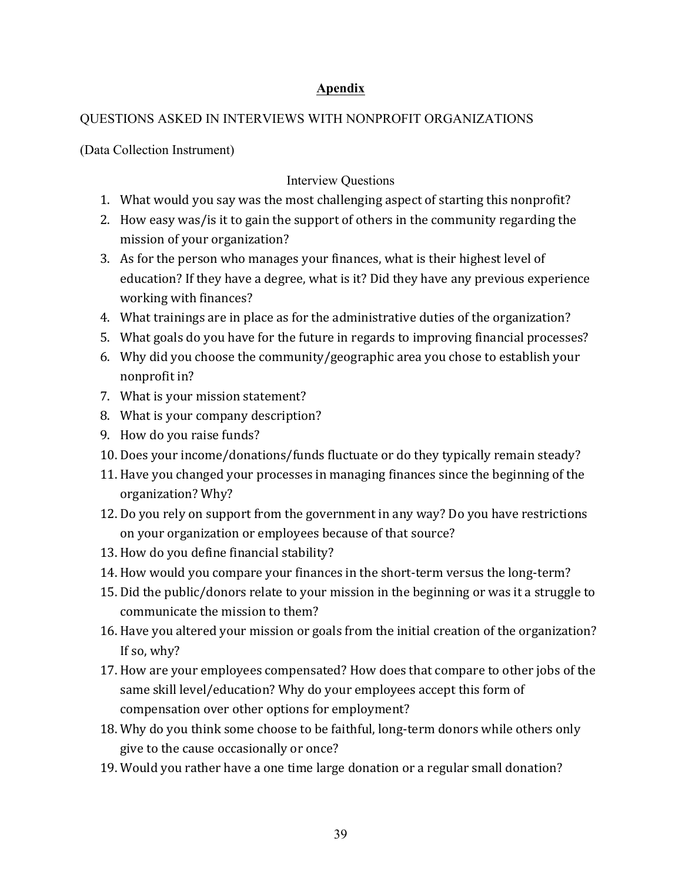# Apendix

QUESTIONS ASKED IN INTERVIEWS WITH NONPROFIT ORGANIZATIONS

(Data Collection Instrument)

Interview Questions

1. What would you say was the most challenging aspect of starting this nonprofit?
2. How easy was/is it to gain the support of others in the community regarding the mission of your organization?
3. As for the person who manages your finances, what is their highest level of education? If they have a degree, what is it? Did they have any previous experience working with finances?
4. What trainings are in place as for the administrative duties of the organization?
5. What goals do you have for the future in regards to improving financial processes?
6. Why did you choose the community/geographic area you chose to establish your nonprofit in?
7. What is your mission statement?
8. What is your company description?
9. How do you raise funds?
10. Does your income/donations/funds fluctuate or do they typically remain steady?
11. Have you changed your processes in managing finances since the beginning of the organization? Why?
12. Do you rely on support from the government in any way? Do you have restrictions on your organization or employees because of that source?
13. How do you define financial stability?
14. How would you compare your finances in the short-term versus the long-term?
15. Did the public/donors relate to your mission in the beginning or was it a struggle to communicate the mission to them?
16. Have you altered your mission or goals from the initial creation of the organization? If so, why?
17. How are your employees compensated? How does that compare to other jobs of the same skill level/education? Why do your employees accept this form of compensation over other options for employment?
18. Why do you think some choose to be faithful, long-term donors while others only give to the cause occasionally or once?
19. Would you rather have a one time large donation or a regular small donation?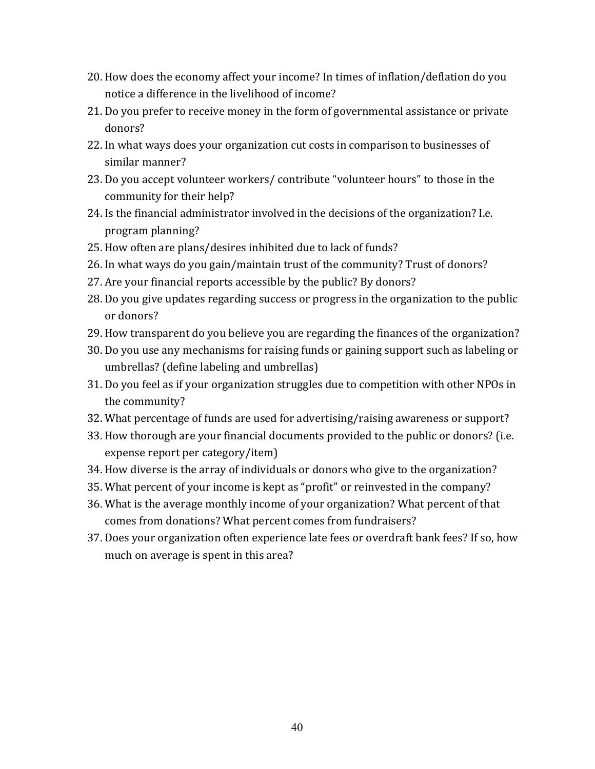20. How does the economy affect your income? In times of inflation/deflation do you notice a difference in the livelihood of income?
21. Do you prefer to receive money in the form of governmental assistance or private donors?
22. In what ways does your organization cut costs in comparison to businesses of similar manner?
23. Do you accept volunteer workers/ contribute "volunteer hours" to those in the community for their help?
24. Is the financial administrator involved in the decisions of the organization? I.e. program planning?
25. How often are plans/desires inhibited due to lack of funds?
26. In what ways do you gain/maintain trust of the community? Trust of donors?
27. Are your financial reports accessible by the public? By donors?
28. Do you give updates regarding success or progress in the organization to the public or donors?
29. How transparent do you believe you are regarding the finances of the organization?
30. Do you use any mechanisms for raising funds or gaining support such as labeling or umbrellas? (define labeling and umbrellas)
31. Do you feel as if your organization struggles due to competition with other NPOs in the community?
32. What percentage of funds are used for advertising/raising awareness or support?
33. How thorough are your financial documents provided to the public or donors? (i.e. expense report per category/item)
34. How diverse is the array of individuals or donors who give to the organization?
35. What percent of your income is kept as "profit" or reinvested in the company?
36. What is the average monthly income of your organization? What percent of that comes from donations? What percent comes from fundraisers?
37. Does your organization often experience late fees or overdraft bank fees? If so, how much on average is spent in this area?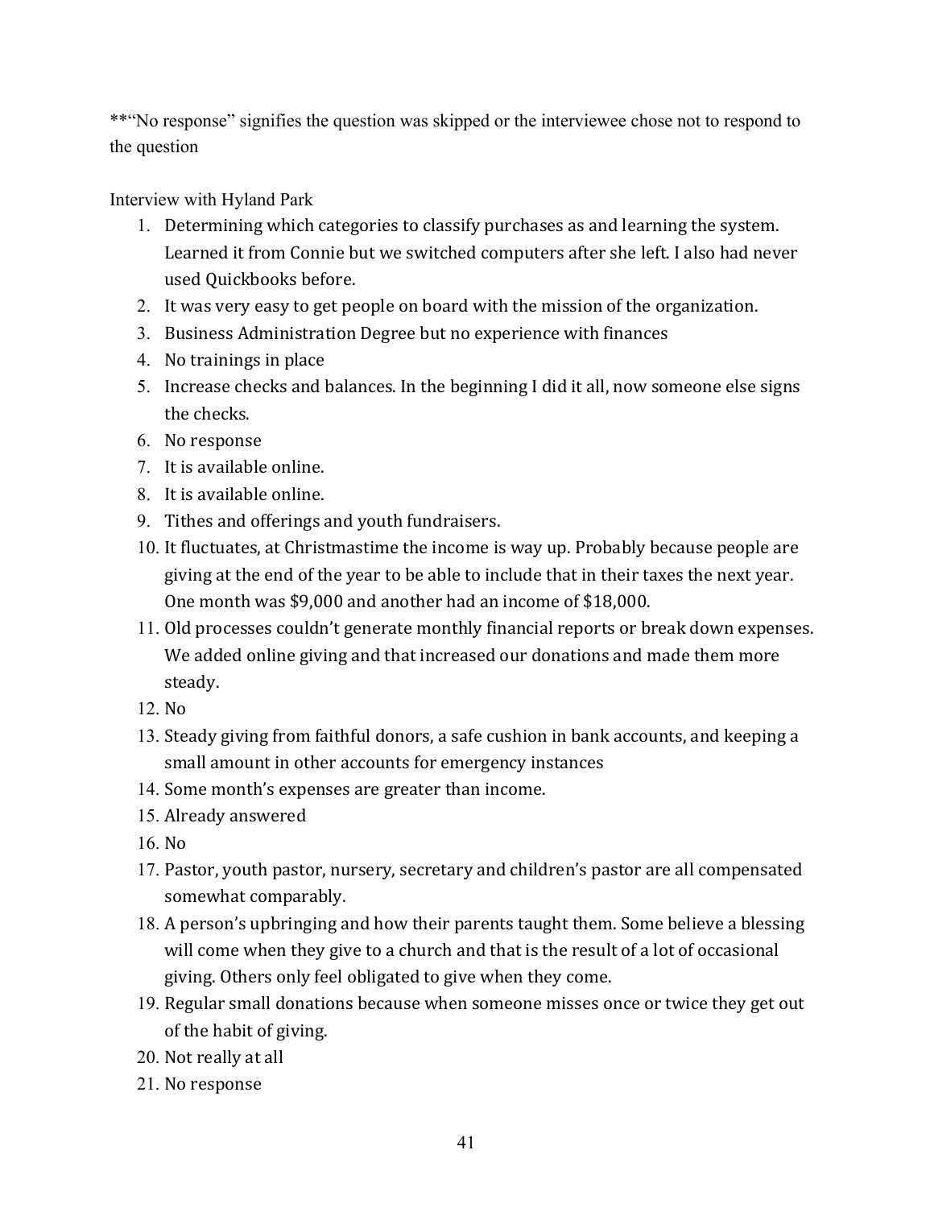**"No response" signifies the question was skipped or the interviewee chose not to respond to the question

Interview with Hyland Park

1. Determining which categories to classify purchases as and learning the system. Learned it from Connie but we switched computers after she left. I also had never used Quickbooks before.
2. It was very easy to get people on board with the mission of the organization.
3. Business Administration Degree but no experience with finances
4. No trainings in place
5. Increase checks and balances. In the beginning I did it all, now someone else signs the checks.
6. No response
7. It is available online.
8. It is available online.
9. Tithes and offerings and youth fundraisers.
10. It fluctuates, at Christmastime the income is way up. Probably because people are giving at the end of the year to be able to include that in their taxes the next year. One month was $9,000 and another had an income of $18,000.
11. Old processes couldn't generate monthly financial reports or break down expenses. We added online giving and that increased our donations and made them more steady.
12. No
13. Steady giving from faithful donors, a safe cushion in bank accounts, and keeping a small amount in other accounts for emergency instances
14. Some month's expenses are greater than income.
15. Already answered
16. No
17. Pastor, youth pastor, nursery, secretary and children's pastor are all compensated somewhat comparably.
18. A person's upbringing and how their parents taught them. Some believe a blessing will come when they give to a church and that is the result of a lot of occasional giving. Others only feel obligated to give when they come.
19. Regular small donations because when someone misses once or twice they get out of the habit of giving.
20. Not really at all
21. No response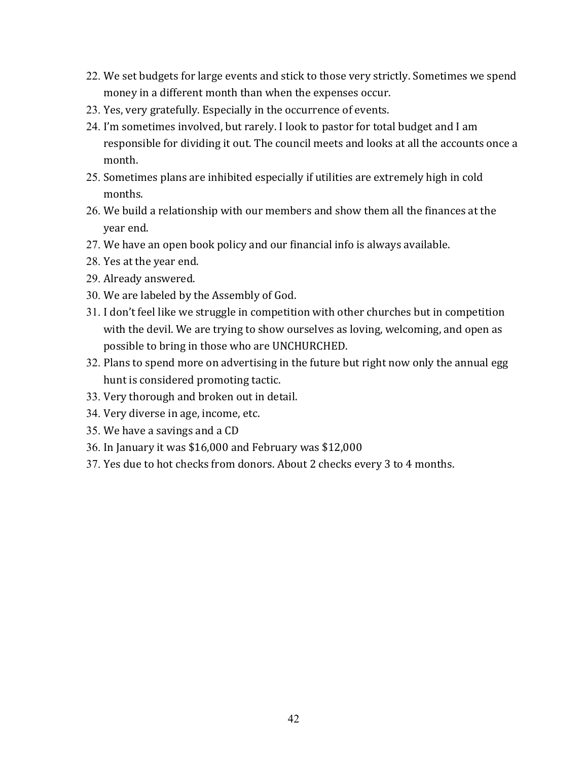22. We set budgets for large events and stick to those very strictly. Sometimes we spend money in a different month than when the expenses occur.
23. Yes, very gratefully. Especially in the occurrence of events.
24. I'm sometimes involved, but rarely. I look to pastor for total budget and I am responsible for dividing it out. The council meets and looks at all the accounts once a month.
25. Sometimes plans are inhibited especially if utilities are extremely high in cold months.
26. We build a relationship with our members and show them all the finances at the year end.
27. We have an open book policy and our financial info is always available.
28. Yes at the year end.
29. Already answered.
30. We are labeled by the Assembly of God.
31. I don't feel like we struggle in competition with other churches but in competition with the devil. We are trying to show ourselves as loving, welcoming, and open as possible to bring in those who are UNCHURCHED.
32. Plans to spend more on advertising in the future but right now only the annual egg hunt is considered promoting tactic.
33. Very thorough and broken out in detail.
34. Very diverse in age, income, etc.
35. We have a savings and a CD
36. In January it was $16,000 and February was $12,000
37. Yes due to hot checks from donors. About 2 checks every 3 to 4 months.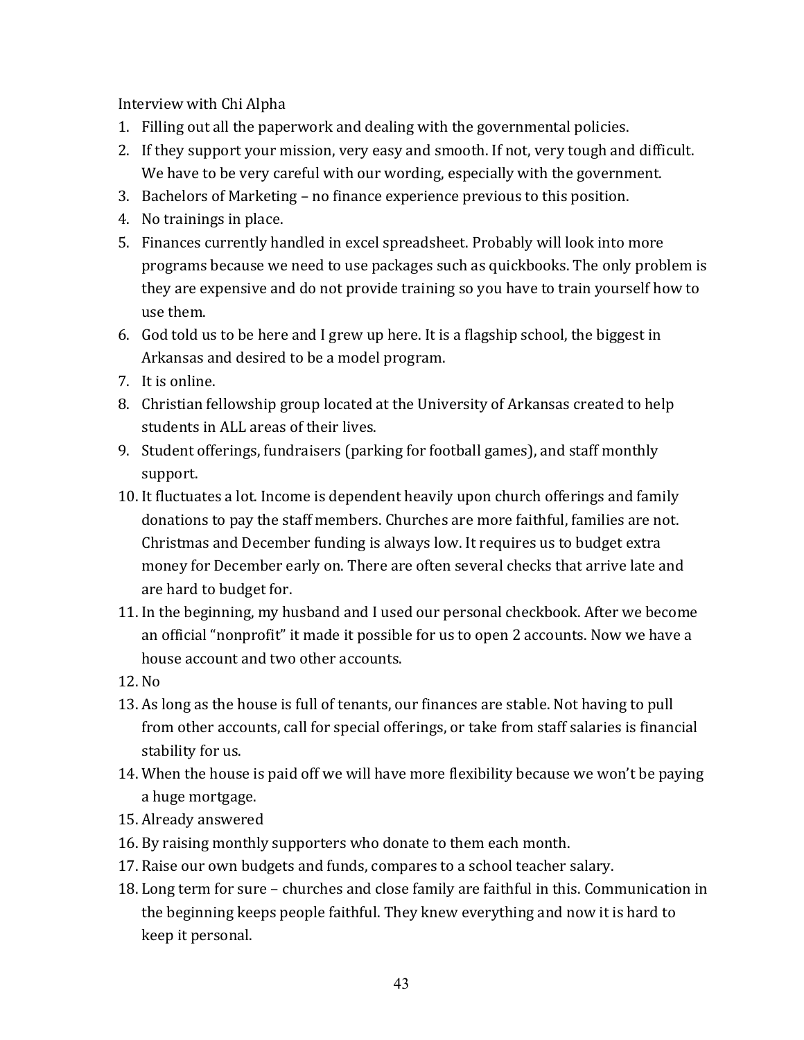Interview with Chi Alpha

1. Filling out all the paperwork and dealing with the governmental policies.
2. If they support your mission, very easy and smooth. If not, very tough and difficult. We have to be very careful with our wording, especially with the government.
3. Bachelors of Marketing – no finance experience previous to this position.
4. No trainings in place.
5. Finances currently handled in excel spreadsheet. Probably will look into more programs because we need to use packages such as quickbooks. The only problem is they are expensive and do not provide training so you have to train yourself how to use them.
6. God told us to be here and I grew up here. It is a flagship school, the biggest in Arkansas and desired to be a model program.
7. It is online.
8. Christian fellowship group located at the University of Arkansas created to help students in ALL areas of their lives.
9. Student offerings, fundraisers (parking for football games), and staff monthly support.
10. It fluctuates a lot. Income is dependent heavily upon church offerings and family donations to pay the staff members. Churches are more faithful, families are not. Christmas and December funding is always low. It requires us to budget extra money for December early on. There are often several checks that arrive late and are hard to budget for.
11. In the beginning, my husband and I used our personal checkbook. After we become an official "nonprofit" it made it possible for us to open 2 accounts. Now we have a house account and two other accounts.
12. No
13. As long as the house is full of tenants, our finances are stable. Not having to pull from other accounts, call for special offerings, or take from staff salaries is financial stability for us.
14. When the house is paid off we will have more flexibility because we won't be paying a huge mortgage.
15. Already answered
16. By raising monthly supporters who donate to them each month.
17. Raise our own budgets and funds, compares to a school teacher salary.
18. Long term for sure – churches and close family are faithful in this. Communication in the beginning keeps people faithful. They knew everything and now it is hard to keep it personal.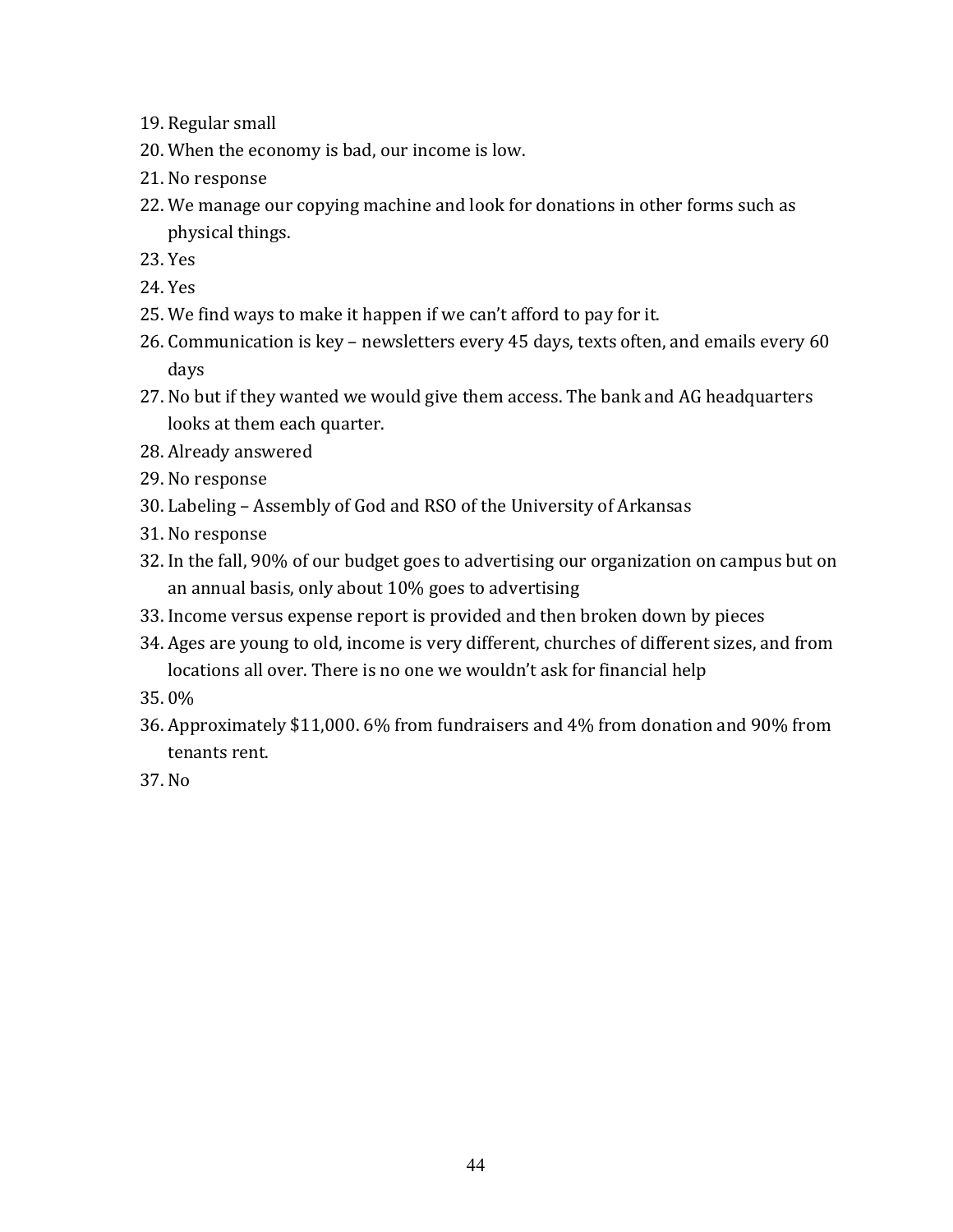19. Regular small
20. When the economy is bad, our income is low.
21. No response
22. We manage our copying machine and look for donations in other forms such as physical things.
23. Yes
24. Yes
25. We find ways to make it happen if we can't afford to pay for it.
26. Communication is key – newsletters every 45 days, texts often, and emails every 60 days
27. No but if they wanted we would give them access. The bank and AG headquarters looks at them each quarter.
28. Already answered
29. No response
30. Labeling – Assembly of God and RSO of the University of Arkansas
31. No response
32. In the fall, 90% of our budget goes to advertising our organization on campus but on an annual basis, only about 10% goes to advertising
33. Income versus expense report is provided and then broken down by pieces
34. Ages are young to old, income is very different, churches of different sizes, and from locations all over. There is no one we wouldn't ask for financial help
35. 0%
36. Approximately $11,000. 6% from fundraisers and 4% from donation and 90% from tenants rent.
37. No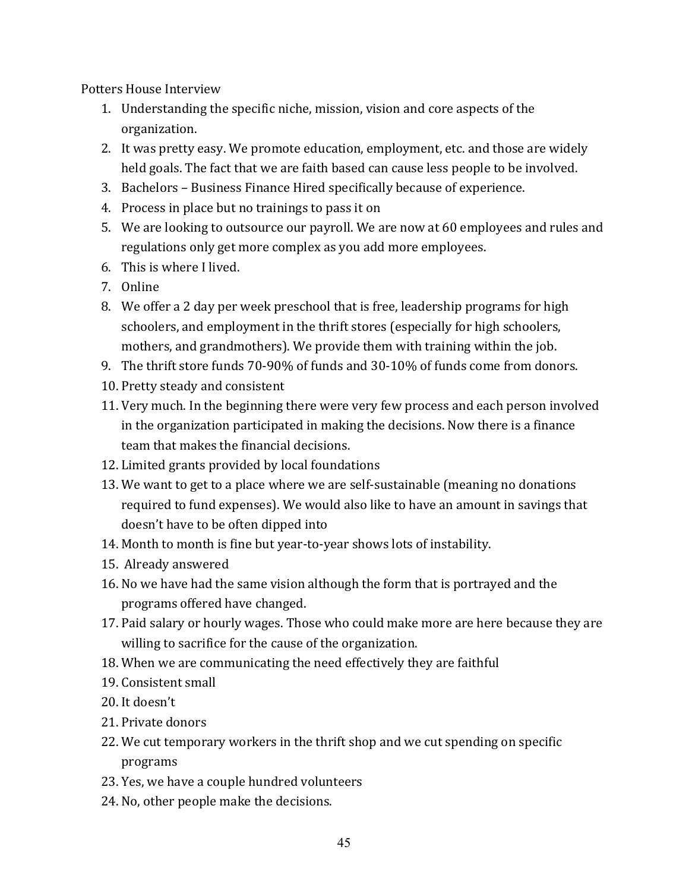Potters House Interview

1. Understanding the specific niche, mission, vision and core aspects of the organization.
2. It was pretty easy. We promote education, employment, etc. and those are widely held goals. The fact that we are faith based can cause less people to be involved.
3. Bachelors – Business Finance Hired specifically because of experience.
4. Process in place but no trainings to pass it on
5. We are looking to outsource our payroll. We are now at 60 employees and rules and regulations only get more complex as you add more employees.
6. This is where I lived.
7. Online
8. We offer a 2 day per week preschool that is free, leadership programs for high schoolers, and employment in the thrift stores (especially for high schoolers, mothers, and grandmothers). We provide them with training within the job.
9. The thrift store funds 70-90% of funds and 30-10% of funds come from donors.
10. Pretty steady and consistent
11. Very much. In the beginning there were very few process and each person involved in the organization participated in making the decisions. Now there is a finance team that makes the financial decisions.
12. Limited grants provided by local foundations
13. We want to get to a place where we are self-sustainable (meaning no donations required to fund expenses). We would also like to have an amount in savings that doesn't have to be often dipped into
14. Month to month is fine but year-to-year shows lots of instability.
15. Already answered
16. No we have had the same vision although the form that is portrayed and the programs offered have changed.
17. Paid salary or hourly wages. Those who could make more are here because they are willing to sacrifice for the cause of the organization.
18. When we are communicating the need effectively they are faithful
19. Consistent small
20. It doesn't
21. Private donors
22. We cut temporary workers in the thrift shop and we cut spending on specific programs
23. Yes, we have a couple hundred volunteers
24. No, other people make the decisions.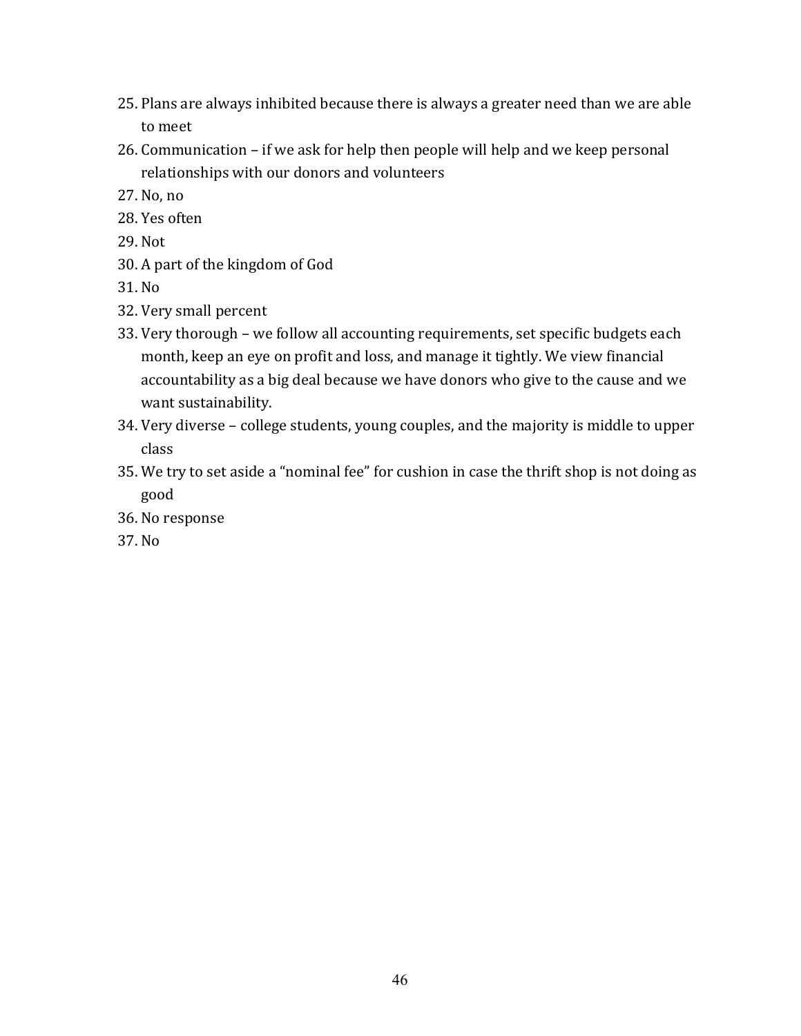25. Plans are always inhibited because there is always a greater need than we are able to meet
26. Communication – if we ask for help then people will help and we keep personal relationships with our donors and volunteers
27. No, no
28. Yes often
29. Not
30. A part of the kingdom of God
31. No
32. Very small percent
33. Very thorough – we follow all accounting requirements, set specific budgets each month, keep an eye on profit and loss, and manage it tightly. We view financial accountability as a big deal because we have donors who give to the cause and we want sustainability.
34. Very diverse – college students, young couples, and the majority is middle to upper class
35. We try to set aside a "nominal fee" for cushion in case the thrift shop is not doing as good
36. No response
37. No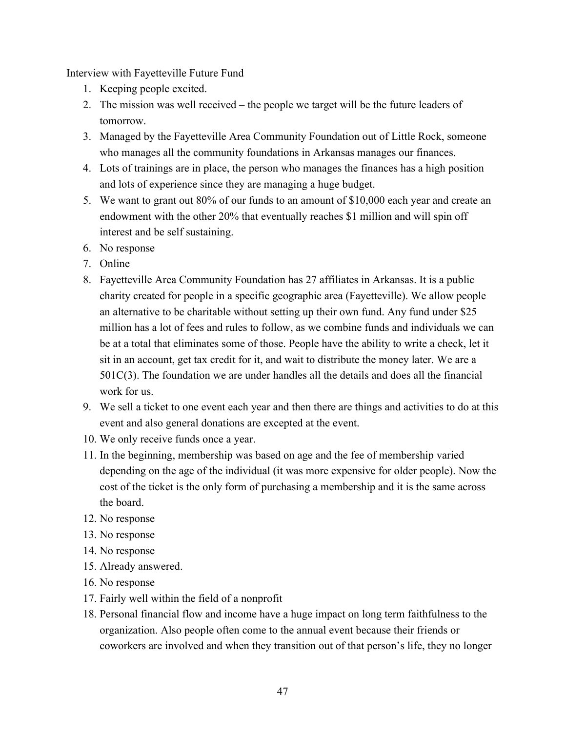Interview with Fayetteville Future Fund

1. Keeping people excited.
2. The mission was well received – the people we target will be the future leaders of tomorrow.
3. Managed by the Fayetteville Area Community Foundation out of Little Rock, someone who manages all the community foundations in Arkansas manages our finances.
4. Lots of trainings are in place, the person who manages the finances has a high position and lots of experience since they are managing a huge budget.
5. We want to grant out 80% of our funds to an amount of $10,000 each year and create an endowment with the other 20% that eventually reaches $1 million and will spin off interest and be self sustaining.
6. No response
7. Online
8. Fayetteville Area Community Foundation has 27 affiliates in Arkansas. It is a public charity created for people in a specific geographic area (Fayetteville). We allow people an alternative to be charitable without setting up their own fund. Any fund under $25 million has a lot of fees and rules to follow, as we combine funds and individuals we can be at a total that eliminates some of those. People have the ability to write a check, let it sit in an account, get tax credit for it, and wait to distribute the money later. We are a 501C(3). The foundation we are under handles all the details and does all the financial work for us.
9. We sell a ticket to one event each year and then there are things and activities to do at this event and also general donations are excepted at the event.
10. We only receive funds once a year.
11. In the beginning, membership was based on age and the fee of membership varied depending on the age of the individual (it was more expensive for older people). Now the cost of the ticket is the only form of purchasing a membership and it is the same across the board.
12. No response
13. No response
14. No response
15. Already answered.
16. No response
17. Fairly well within the field of a nonprofit
18. Personal financial flow and income have a huge impact on long term faithfulness to the organization. Also people often come to the annual event because their friends or coworkers are involved and when they transition out of that person's life, they no longer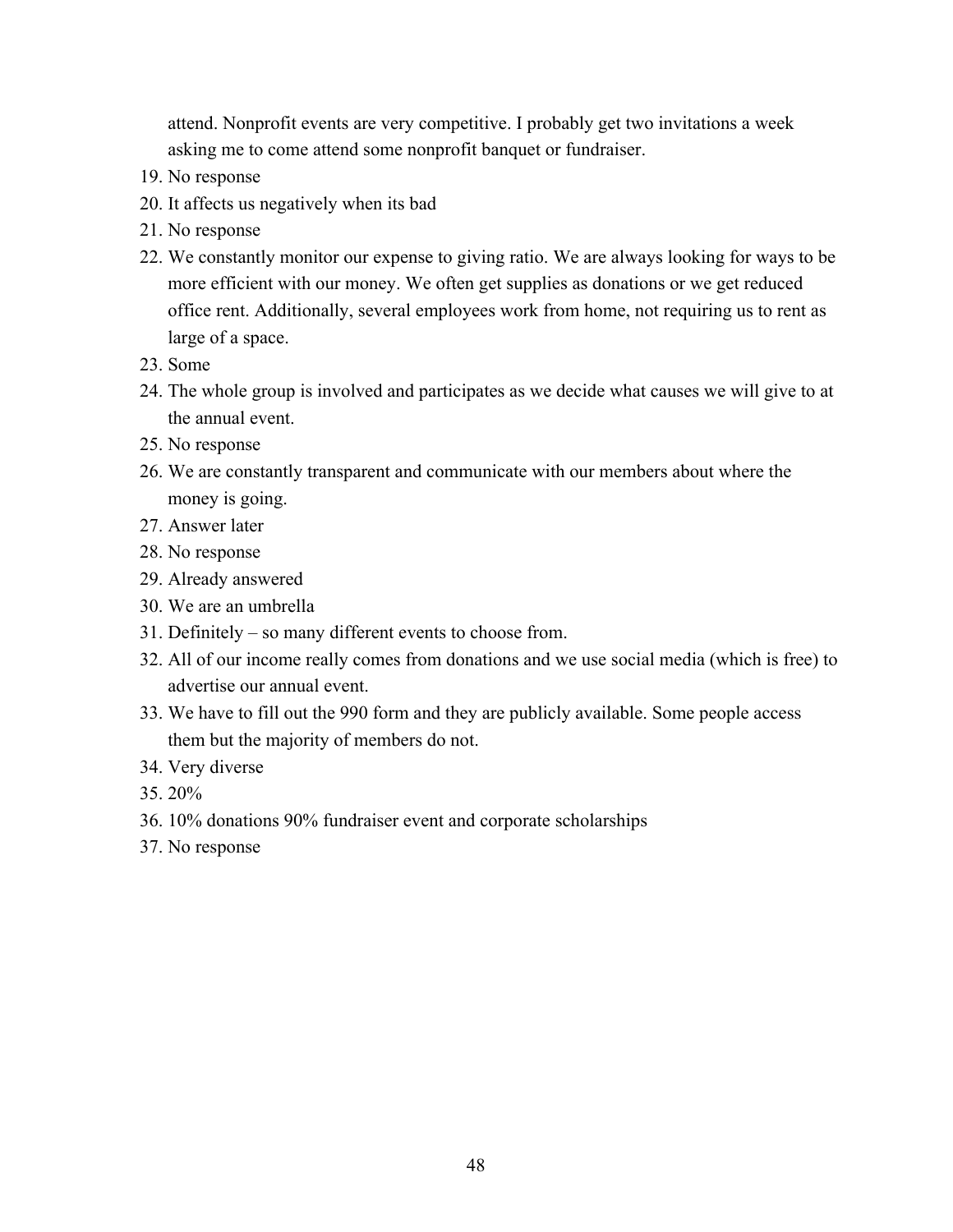attend. Nonprofit events are very competitive. I probably get two invitations a week asking me to come attend some nonprofit banquet or fundraiser.

19. No response
20. It affects us negatively when its bad
21. No response
22. We constantly monitor our expense to giving ratio. We are always looking for ways to be more efficient with our money. We often get supplies as donations or we get reduced office rent. Additionally, several employees work from home, not requiring us to rent as large of a space.
23. Some
24. The whole group is involved and participates as we decide what causes we will give to at the annual event.
25. No response
26. We are constantly transparent and communicate with our members about where the money is going.
27. Answer later
28. No response
29. Already answered
30. We are an umbrella
31. Definitely – so many different events to choose from.
32. All of our income really comes from donations and we use social media (which is free) to advertise our annual event.
33. We have to fill out the 990 form and they are publicly available. Some people access them but the majority of members do not.
34. Very diverse
35. 20%
36. 10% donations 90% fundraiser event and corporate scholarships
37. No response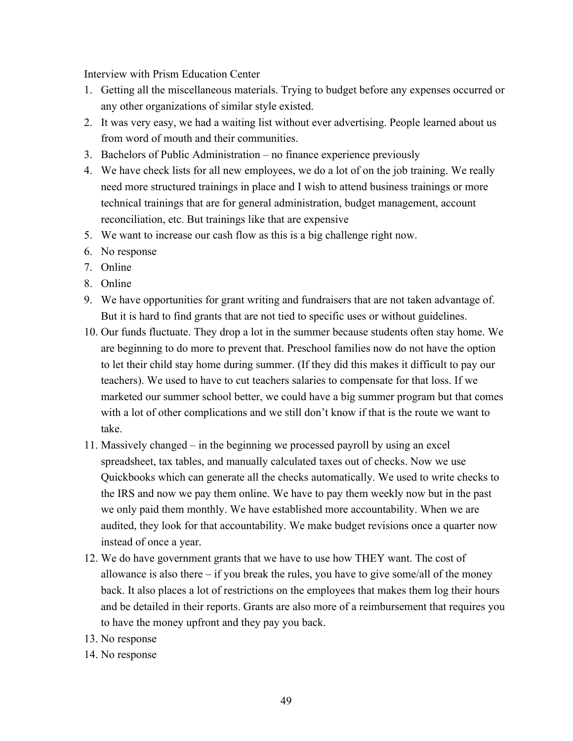Interview with Prism Education Center

1. Getting all the miscellaneous materials. Trying to budget before any expenses occurred or any other organizations of similar style existed.
2. It was very easy, we had a waiting list without ever advertising. People learned about us from word of mouth and their communities.
3. Bachelors of Public Administration – no finance experience previously
4. We have check lists for all new employees, we do a lot of on the job training. We really need more structured trainings in place and I wish to attend business trainings or more technical trainings that are for general administration, budget management, account reconciliation, etc. But trainings like that are expensive
5. We want to increase our cash flow as this is a big challenge right now.
6. No response
7. Online
8. Online
9. We have opportunities for grant writing and fundraisers that are not taken advantage of. But it is hard to find grants that are not tied to specific uses or without guidelines.
10. Our funds fluctuate. They drop a lot in the summer because students often stay home. We are beginning to do more to prevent that. Preschool families now do not have the option to let their child stay home during summer. (If they did this makes it difficult to pay our teachers). We used to have to cut teachers salaries to compensate for that loss. If we marketed our summer school better, we could have a big summer program but that comes with a lot of other complications and we still don't know if that is the route we want to take.
11. Massively changed – in the beginning we processed payroll by using an excel spreadsheet, tax tables, and manually calculated taxes out of checks. Now we use Quickbooks which can generate all the checks automatically. We used to write checks to the IRS and now we pay them online. We have to pay them weekly now but in the past we only paid them monthly. We have established more accountability. When we are audited, they look for that accountability. We make budget revisions once a quarter now instead of once a year.
12. We do have government grants that we have to use how THEY want. The cost of allowance is also there – if you break the rules, you have to give some/all of the money back. It also places a lot of restrictions on the employees that makes them log their hours and be detailed in their reports. Grants are also more of a reimbursement that requires you to have the money upfront and they pay you back.
13. No response
14. No response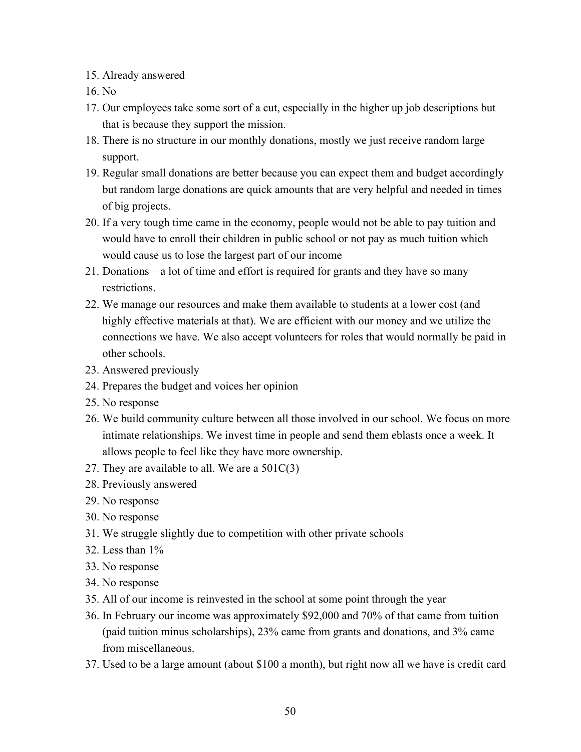15. Already answered
16. No
17. Our employees take some sort of a cut, especially in the higher up job descriptions but that is because they support the mission.
18. There is no structure in our monthly donations, mostly we just receive random large support.
19. Regular small donations are better because you can expect them and budget accordingly but random large donations are quick amounts that are very helpful and needed in times of big projects.
20. If a very tough time came in the economy, people would not be able to pay tuition and would have to enroll their children in public school or not pay as much tuition which would cause us to lose the largest part of our income
21. Donations – a lot of time and effort is required for grants and they have so many restrictions.
22. We manage our resources and make them available to students at a lower cost (and highly effective materials at that). We are efficient with our money and we utilize the connections we have. We also accept volunteers for roles that would normally be paid in other schools.
23. Answered previously
24. Prepares the budget and voices her opinion
25. No response
26. We build community culture between all those involved in our school. We focus on more intimate relationships. We invest time in people and send them eblasts once a week. It allows people to feel like they have more ownership.
27. They are available to all. We are a 501C(3)
28. Previously answered
29. No response
30. No response
31. We struggle slightly due to competition with other private schools
32. Less than 1%
33. No response
34. No response
35. All of our income is reinvested in the school at some point through the year
36. In February our income was approximately $92,000 and 70% of that came from tuition (paid tuition minus scholarships), 23% came from grants and donations, and 3% came from miscellaneous.
37. Used to be a large amount (about $100 a month), but right now all we have is credit card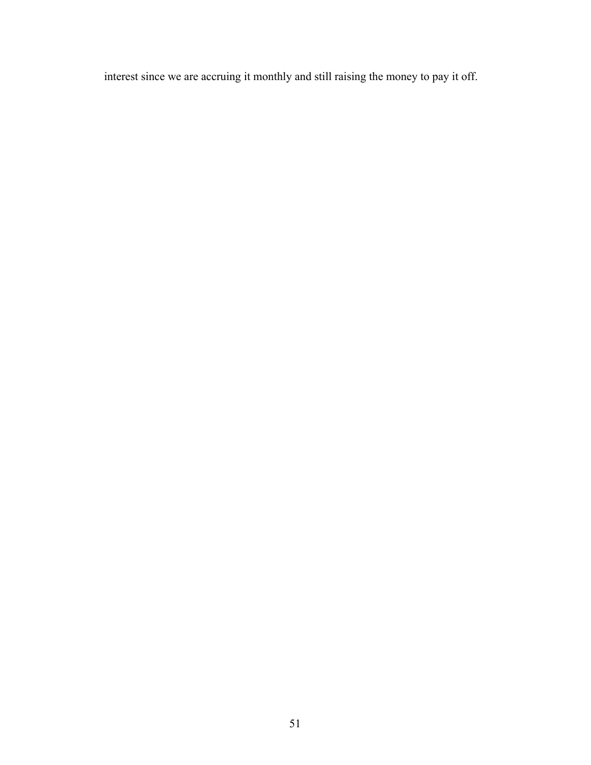interest since we are accruing it monthly and still raising the money to pay it off.